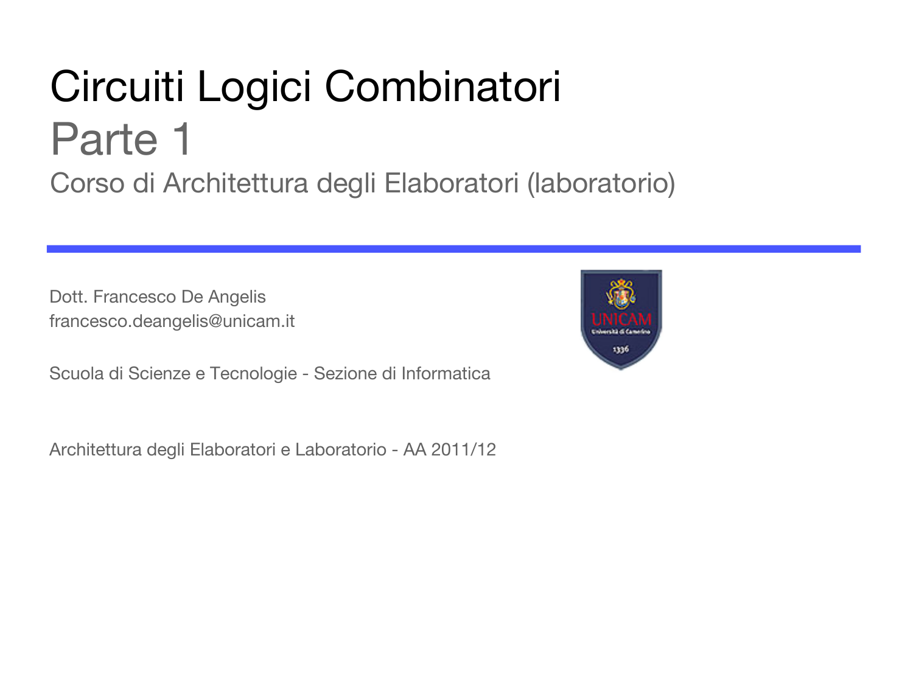# Circuiti Logici Combinatori

## Parte 1

### Corso di Architettura degli Elaboratori (laboratorio)

Dott. Francesco De Angelis
francesco.deangelis@unicam.it

Scuola di Scienze e Tecnologie - Sezione di Informatica

Architettura degli Elaboratori e Laboratorio - AA 2011/12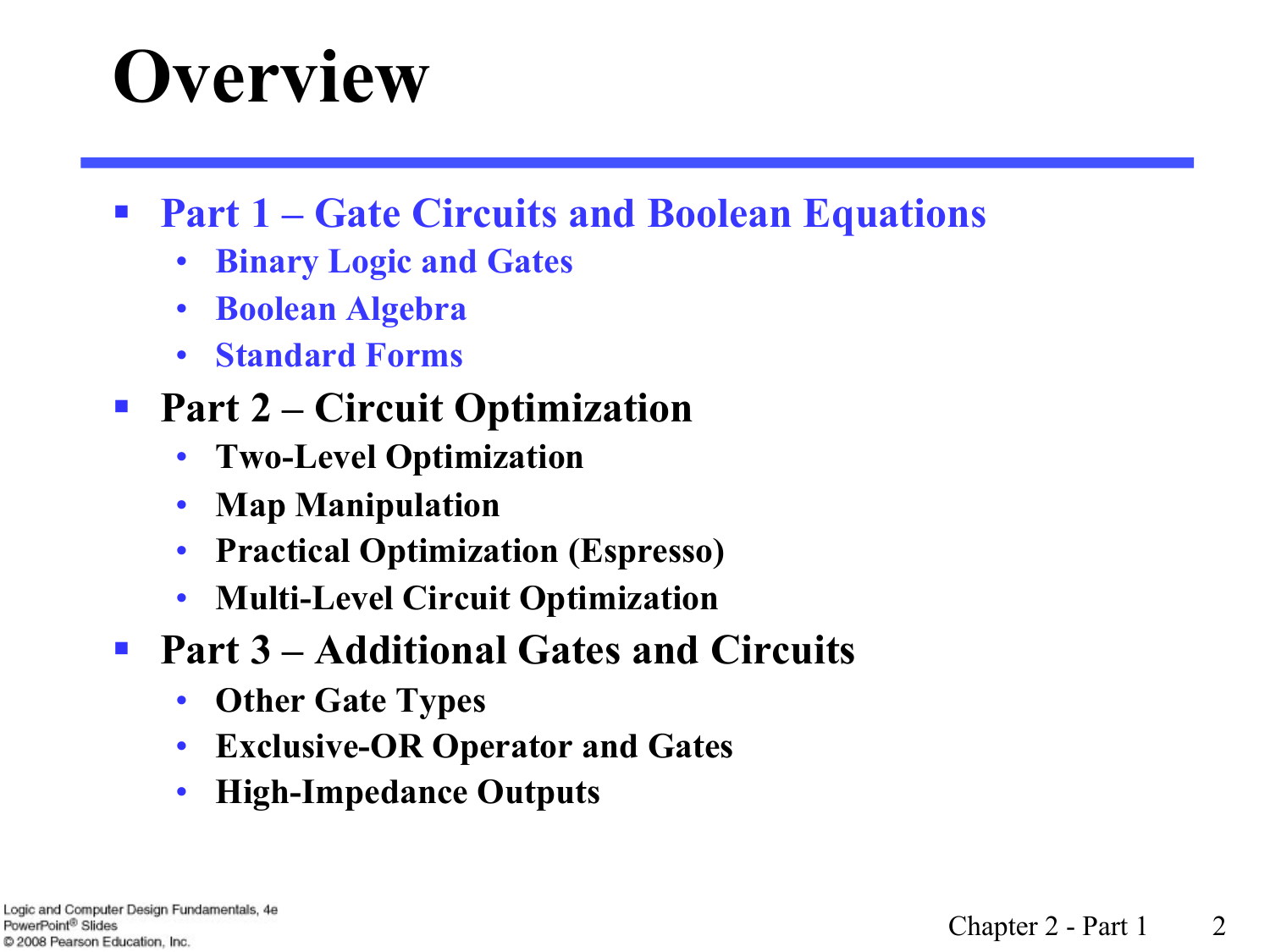# Overview

- **Part 1 – Gate Circuits and Boolean Equations**
  - **Binary Logic and Gates**
  - **Boolean Algebra**
  - **Standard Forms**
- **Part 2 – Circuit Optimization**
  - **Two-Level Optimization**
  - **Map Manipulation**
  - **Practical Optimization (Espresso)**
  - **Multi-Level Circuit Optimization**
- **Part 3 – Additional Gates and Circuits**
  - **Other Gate Types**
  - **Exclusive-OR Operator and Gates**
  - **High-Impedance Outputs**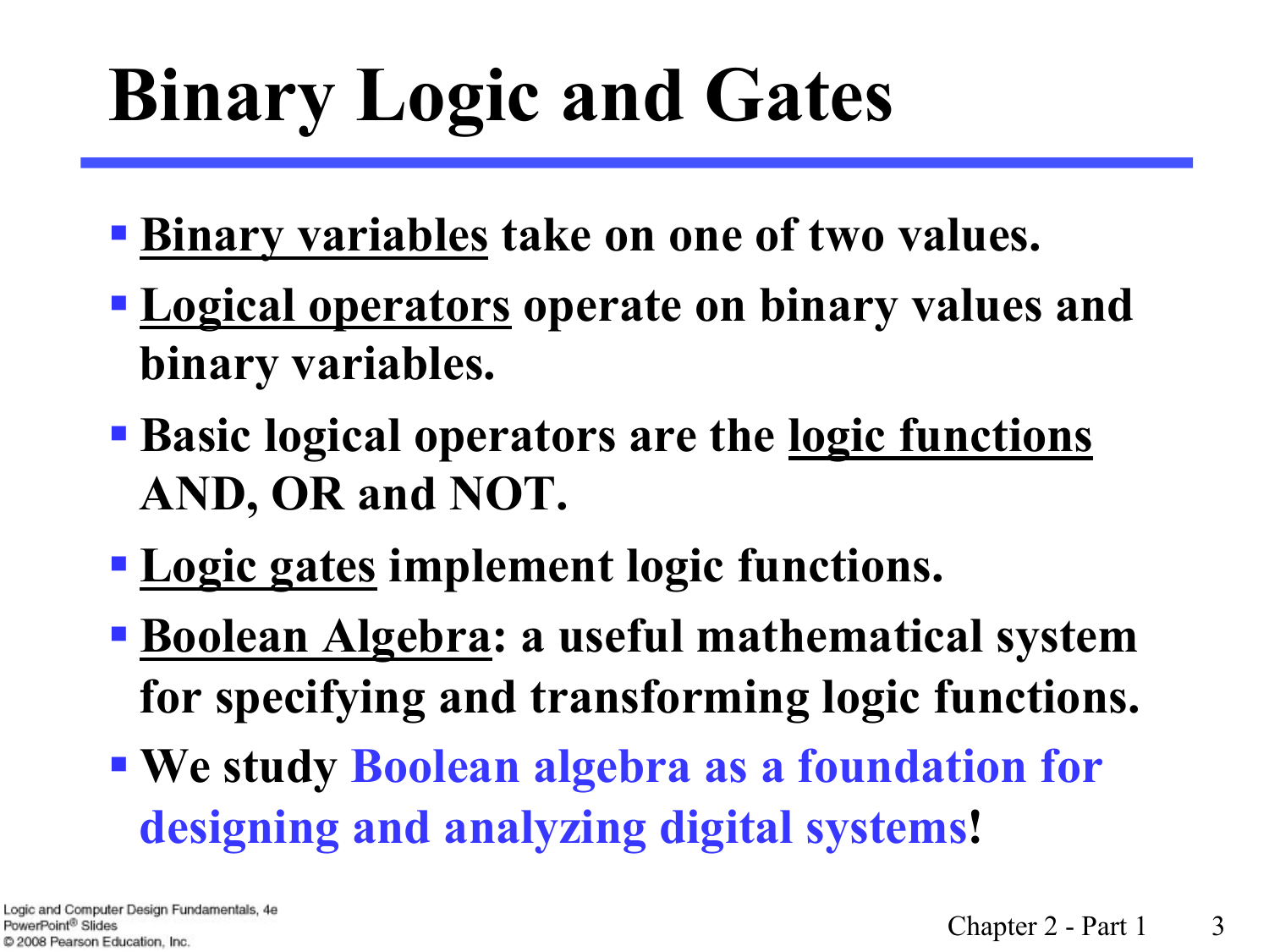# Binary Logic and Gates

- **Binary variables** take on one of two values.
- **Logical operators** operate on binary values and binary variables.
- Basic logical operators are the **logic functions** AND, OR and NOT.
- **Logic gates** implement logic functions.
- **Boolean Algebra**: a useful mathematical system for specifying and transforming logic functions.
- We study **Boolean algebra as a foundation for designing and analyzing digital systems**!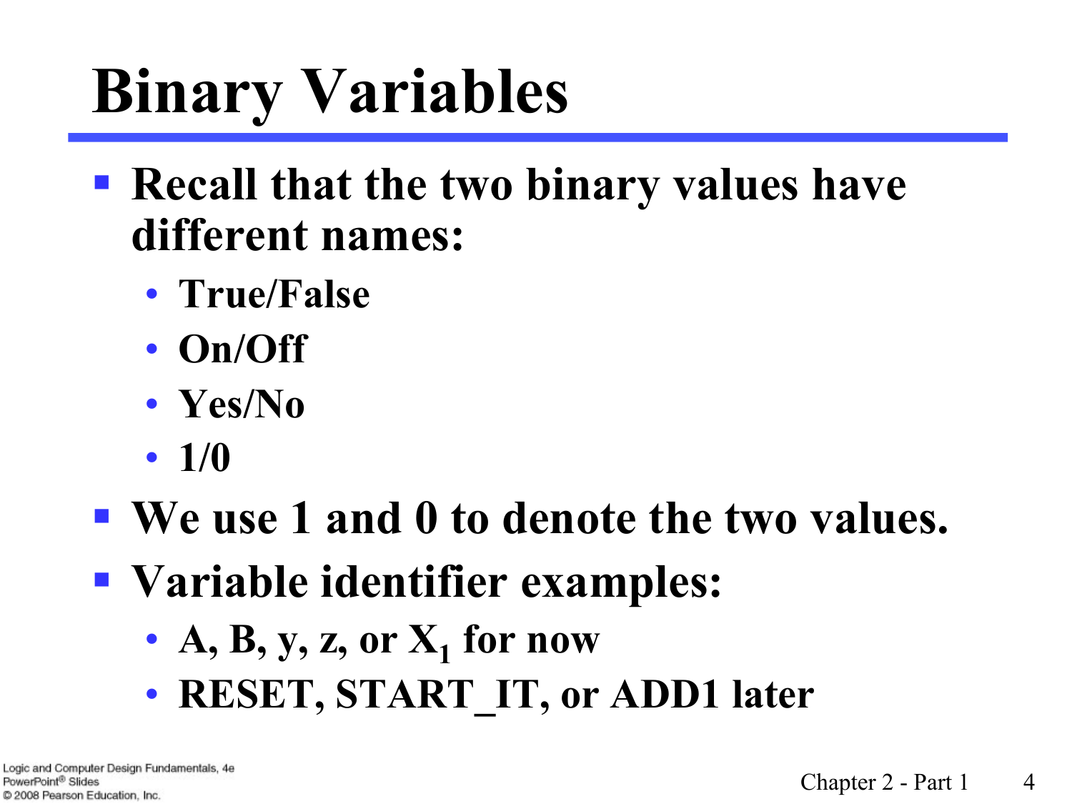# Binary Variables

- Recall that the two binary values have different names:
  - True/False
  - On/Off
  - Yes/No
  - 1/0
- We use 1 and 0 to denote the two values.
- Variable identifier examples:
  - A, B, y, z, or $X_1$ for now
  - RESET, START_IT, or ADD1 later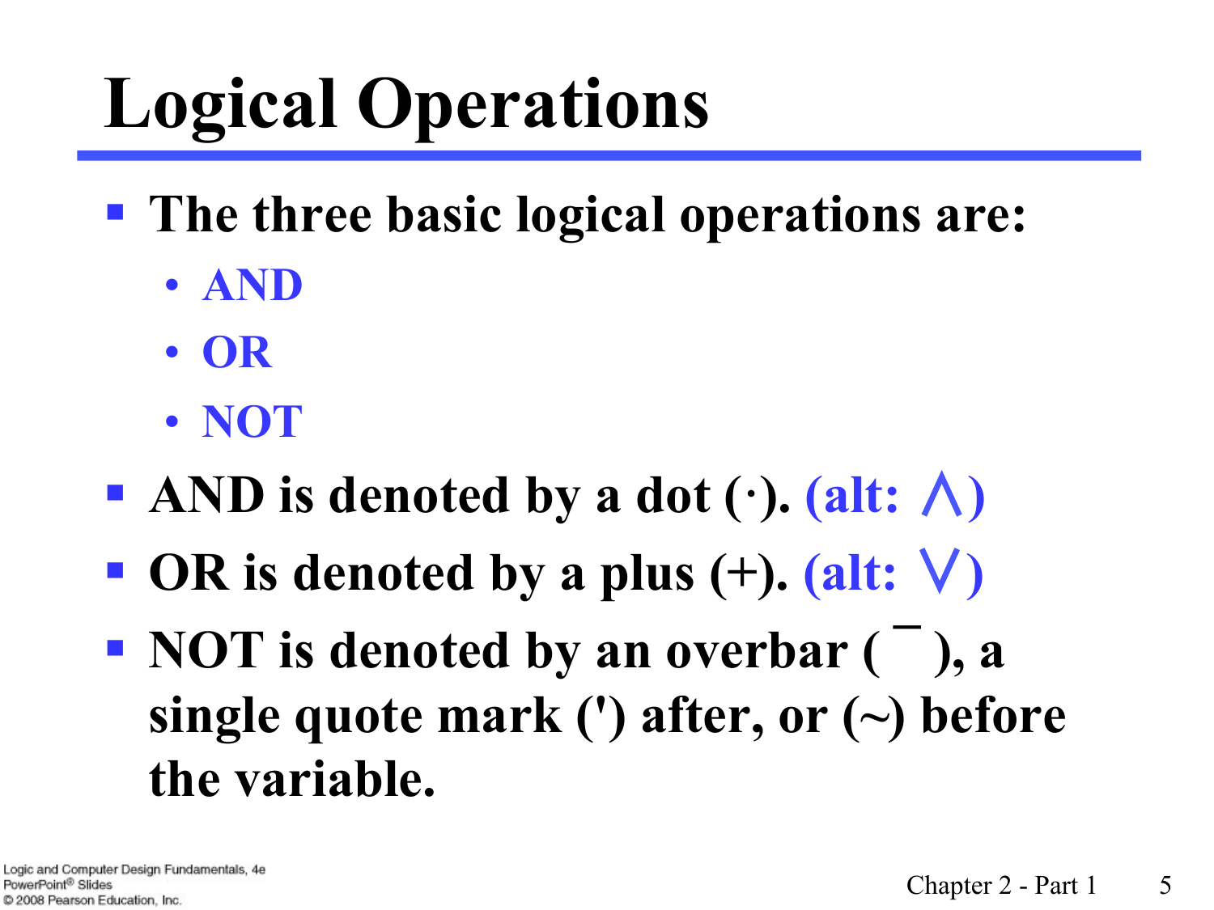# Logical Operations

- The three basic logical operations are:
  - AND
  - OR
  - NOT
- AND is denoted by a dot (·). (alt: ∧)
- OR is denoted by a plus (+). (alt: ∨)
- NOT is denoted by an overbar ( ¯ ), a single quote mark (') after, or (~) before the variable.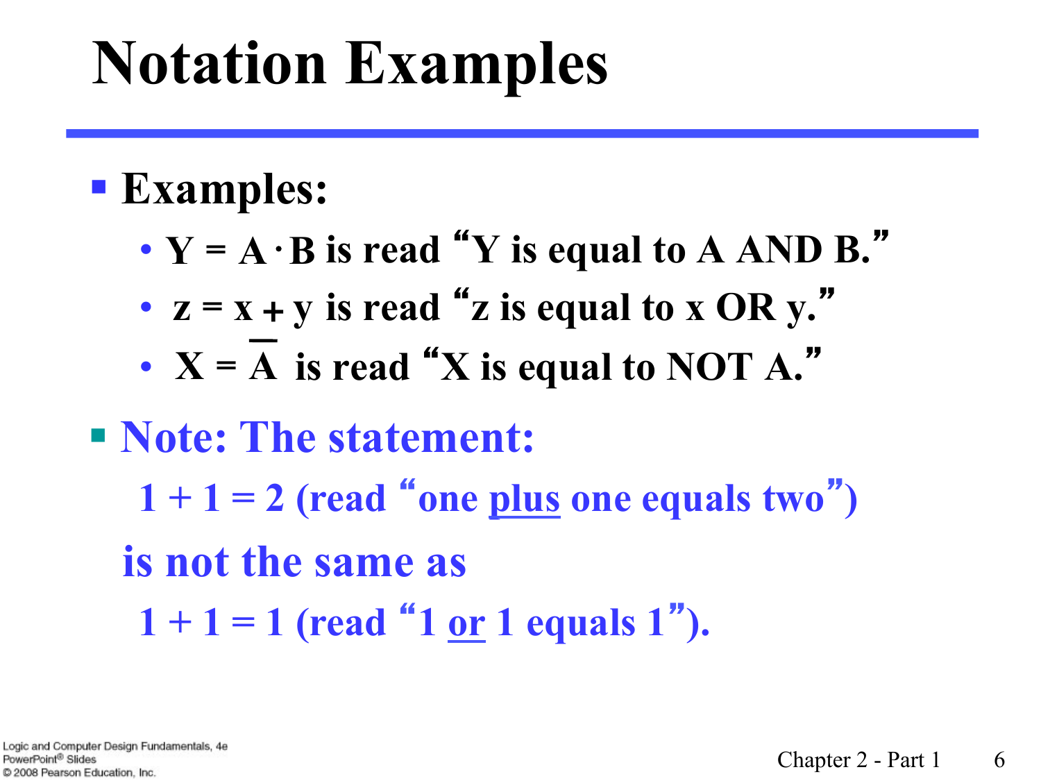# Notation Examples

- **Examples:**
  - $Y = A \cdot B$ is read "Y is equal to A AND B."
  - $z = x + y$ is read "z is equal to x OR y."
  - $X = \overline{A}$ is read "X is equal to NOT A."
- **Note: The statement:**

  **1 + 1 = 2 (read "one <u>plus</u> one equals two")**

  **is not the same as**

  **1 + 1 = 1 (read "1 <u>or</u> 1 equals 1").**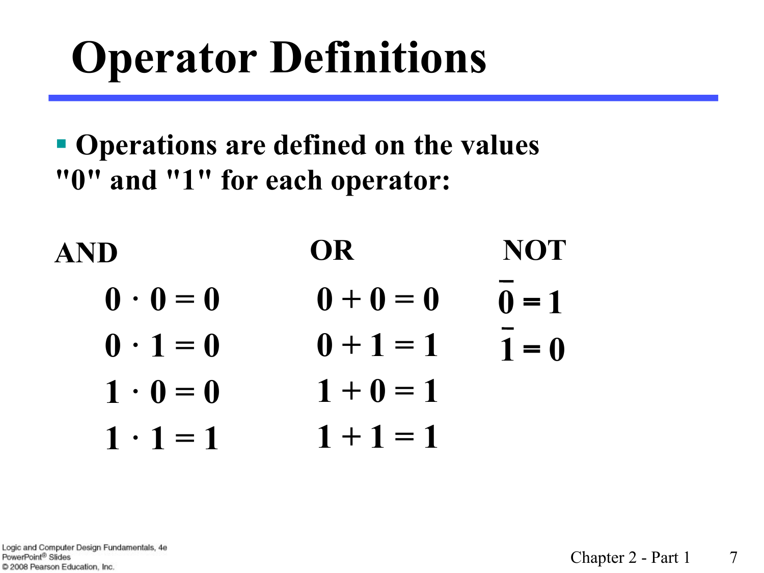# Operator Definitions

- Operations are defined on the values "0" and "1" for each operator:

**AND**

$$0 \cdot 0 = 0$$
$$0 \cdot 1 = 0$$
$$1 \cdot 0 = 0$$
$$1 \cdot 1 = 1$$

**OR**

$$0 + 0 = 0$$
$$0 + 1 = 1$$
$$1 + 0 = 1$$
$$1 + 1 = 1$$

**NOT**

$$\overline{0} = 1$$
$$\overline{1} = 0$$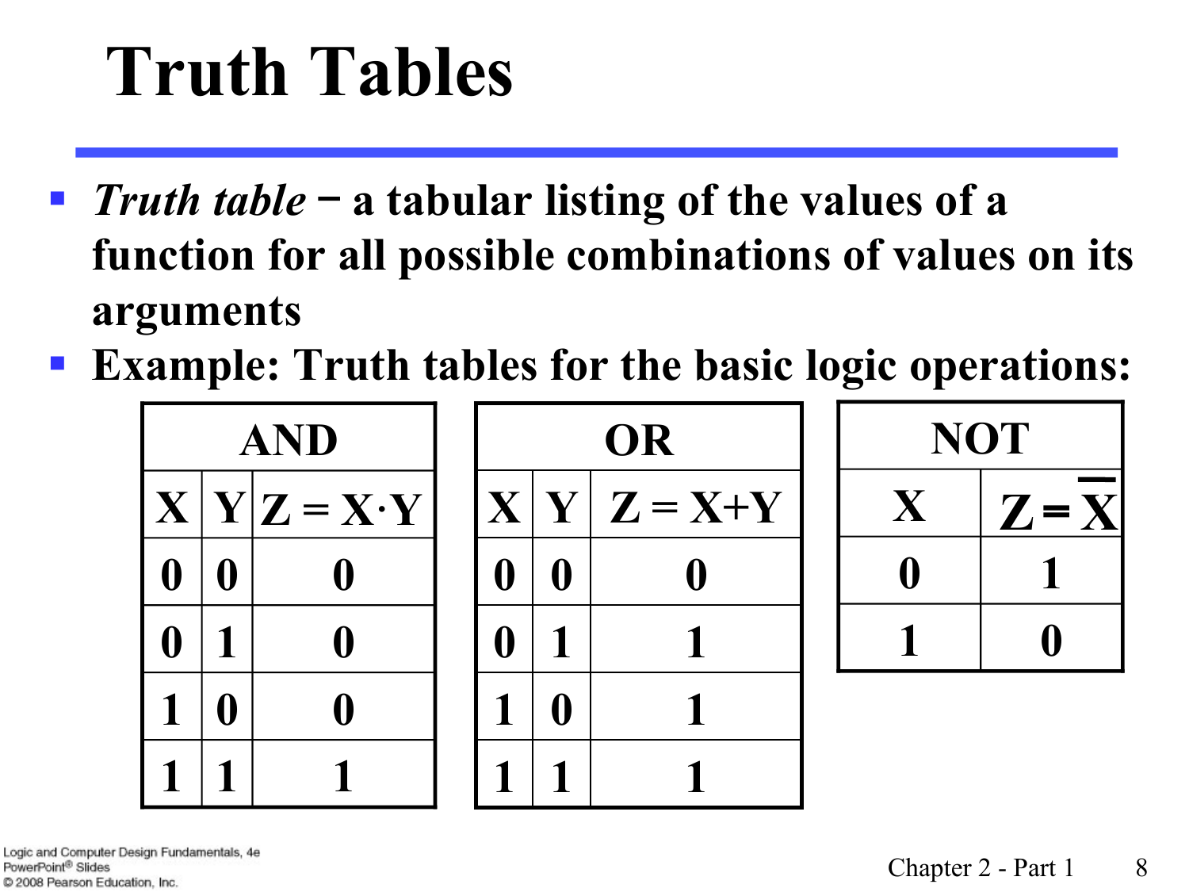# Truth Tables

- *Truth table* − a tabular listing of the values of a function for all possible combinations of values on its arguments
- Example: Truth tables for the basic logic operations:

| AND | | |
|---|---|---|
| X | Y | $Z = X \cdot Y$ |
| 0 | 0 | 0 |
| 0 | 1 | 0 |
| 1 | 0 | 0 |
| 1 | 1 | 1 |

| OR | | |
|---|---|---|
| X | Y | $Z = X + Y$ |
| 0 | 0 | 0 |
| 0 | 1 | 1 |
| 1 | 0 | 1 |
| 1 | 1 | 1 |

| NOT | |
|---|---|
| X | $Z = \overline{X}$ |
| 0 | 1 |
| 1 | 0 |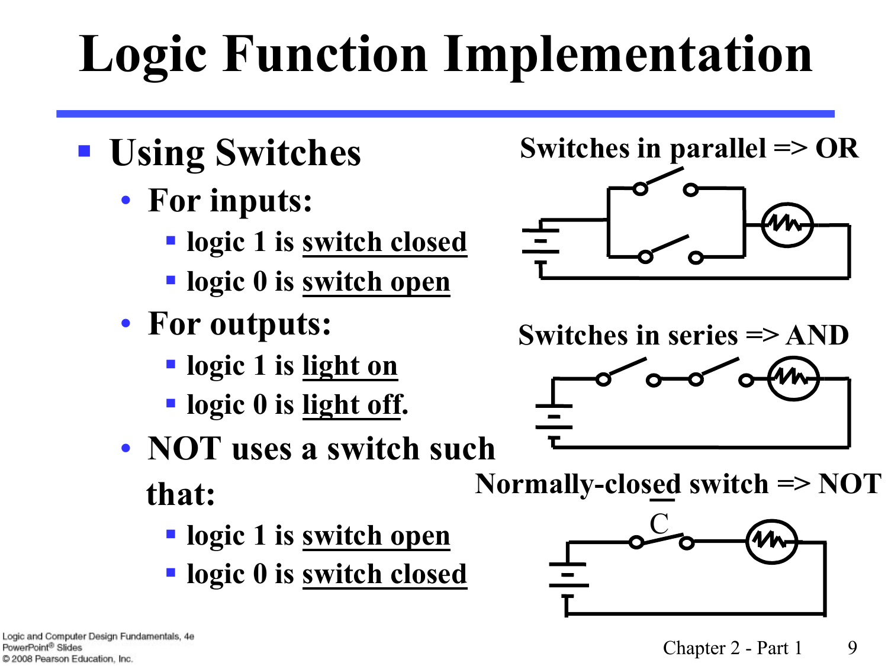# Logic Function Implementation

- **Using Switches**
  - **For inputs:**
    - **logic 1 is <u>switch closed</u>**
    - **logic 0 is <u>switch open</u>**
  - **For outputs:**
    - **logic 1 is <u>light on</u>**
    - **logic 0 is <u>light off</u>.**
  - **NOT uses a switch such that:**
    - **logic 1 is <u>switch open</u>**
    - **logic 0 is <u>switch closed</u>**

**Switches in parallel => OR**

**Switches in series => AND**

**Normally-closed switch => NOT**

C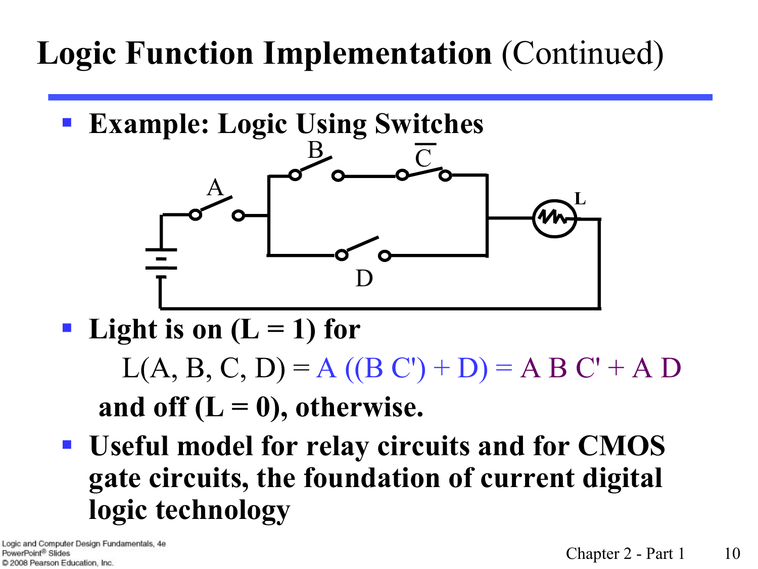# Logic Function Implementation (Continued)

- **Example: Logic Using Switches**

- **Light is on (L = 1) for**

  $L(A, B, C, D) = A\,((B\,C') + D) = A\,B\,C' + A\,D$

  **and off (L = 0), otherwise.**

- **Useful model for relay circuits and for CMOS gate circuits, the foundation of current digital logic technology**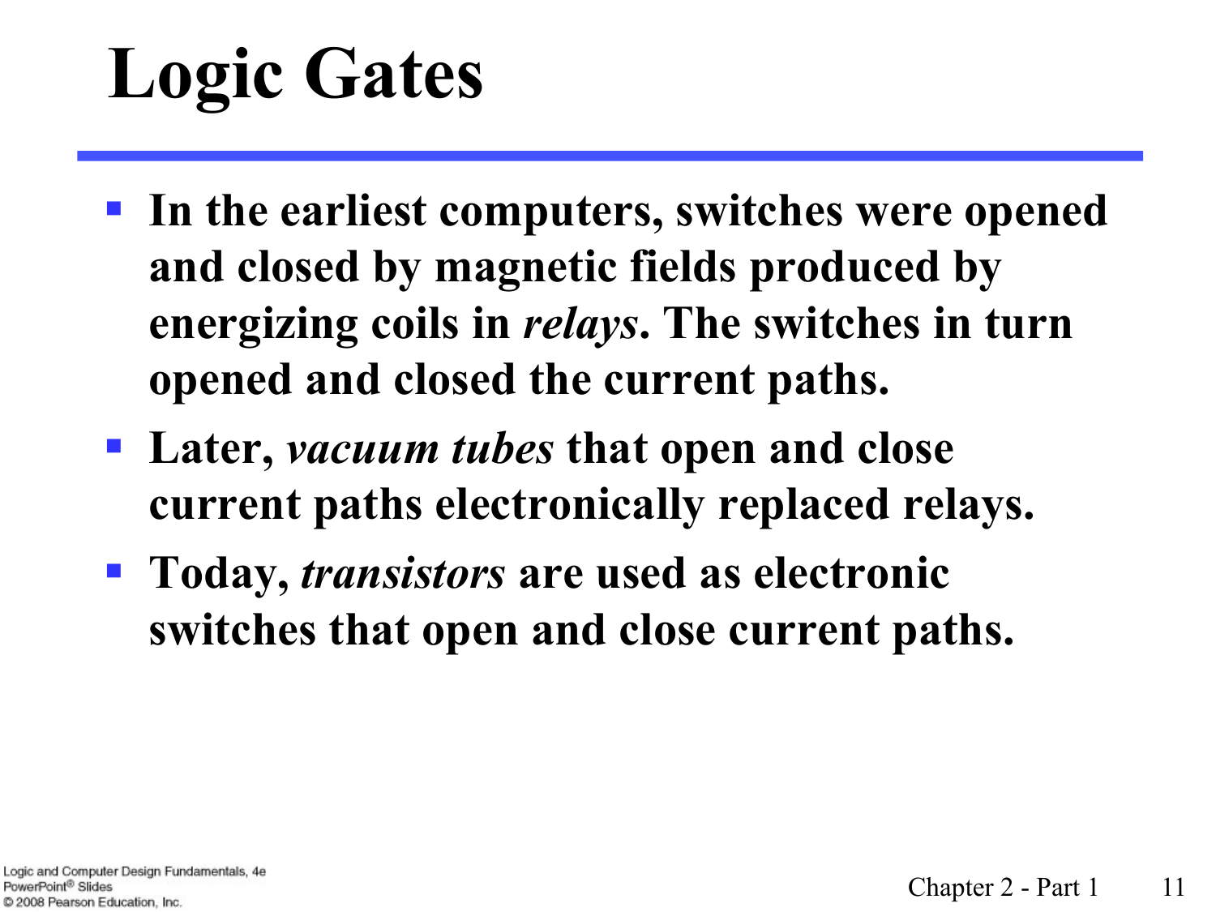# Logic Gates

- **In the earliest computers, switches were opened and closed by magnetic fields produced by energizing coils in *relays*. The switches in turn opened and closed the current paths.**
- **Later, *vacuum tubes* that open and close current paths electronically replaced relays.**
- **Today, *transistors* are used as electronic switches that open and close current paths.**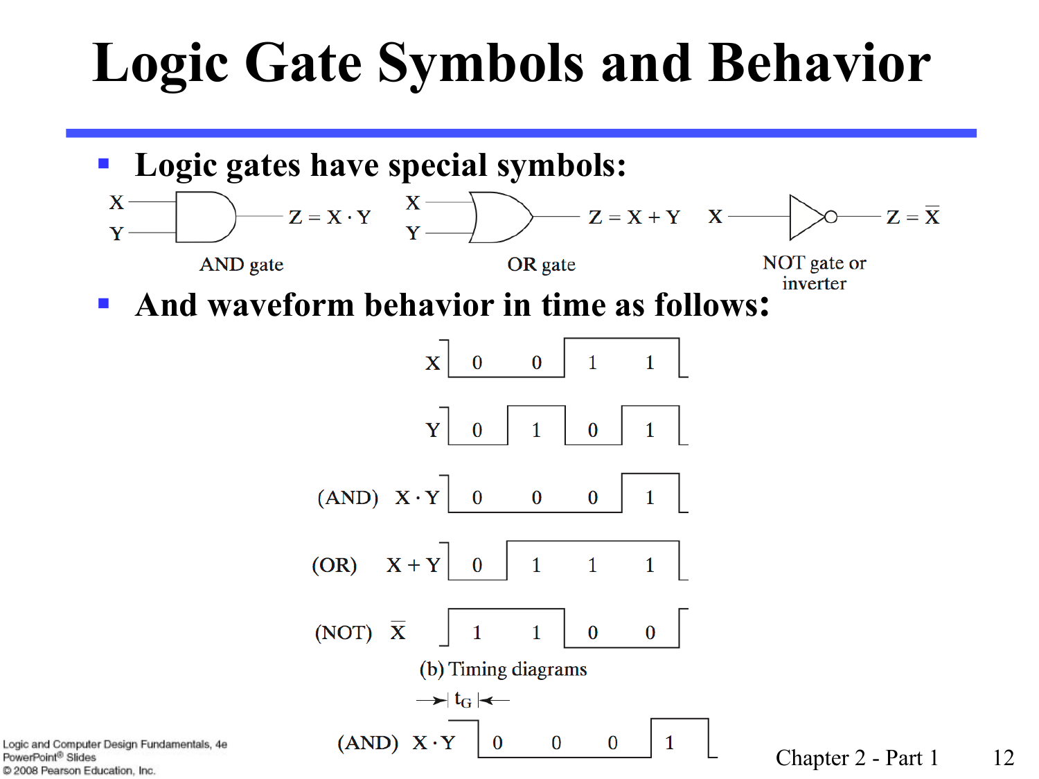# Logic Gate Symbols and Behavior

- **Logic gates have special symbols:**

AND gate: $Z = X \cdot Y$

OR gate: $Z = X + Y$

NOT gate or inverter: $Z = \overline{X}$

- **And waveform behavior in time as follows:**

| Signal | | | | |
|---|---|---|---|---|
| X | 0 | 0 | 1 | 1 |
| Y | 0 | 1 | 0 | 1 |
| (AND) $X \cdot Y$ | 0 | 0 | 0 | 1 |
| (OR) $X + Y$ | 0 | 1 | 1 | 1 |
| (NOT) $\overline{X}$ | 1 | 1 | 0 | 0 |

(b) Timing diagrams

$t_G$

| Signal | | | | |
|---|---|---|---|---|
| (AND) $X \cdot Y$ | 0 | 0 | 0 | 1 |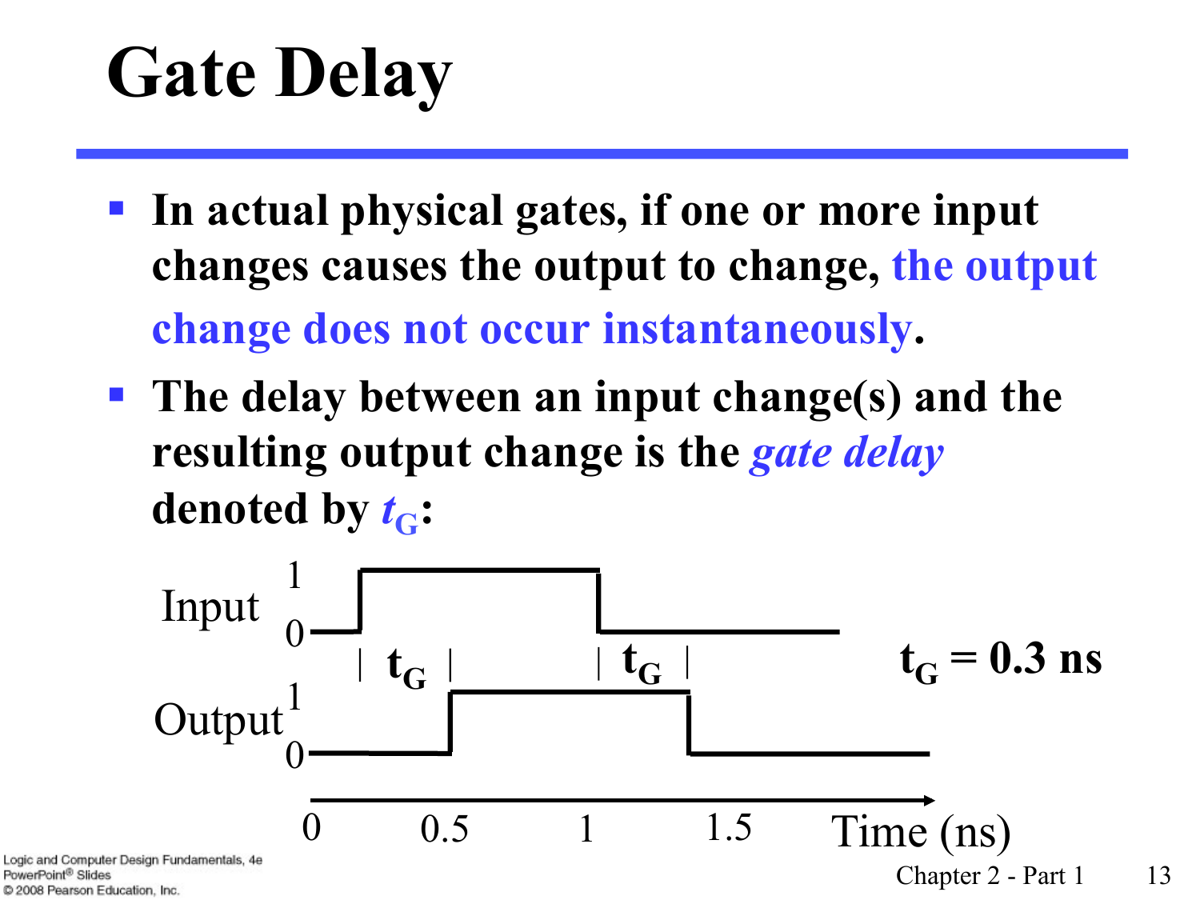# Gate Delay

- In actual physical gates, if one or more input changes causes the output to change, the output change does not occur instantaneously.
- The delay between an input change(s) and the resulting output change is the *gate delay* denoted by $t_G$:

Input 1 0

| $t_G$ | | $t_G$ |

Output 1 0

$t_G = 0.3$ ns

0 0.5 1 1.5 Time (ns)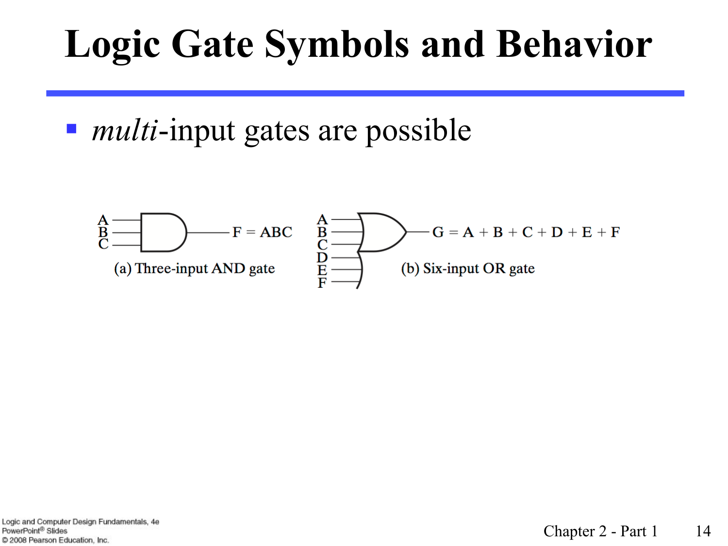# Logic Gate Symbols and Behavior

- *multi*-input gates are possible

$F = ABC$

(a) Three-input AND gate

$G = A + B + C + D + E + F$

(b) Six-input OR gate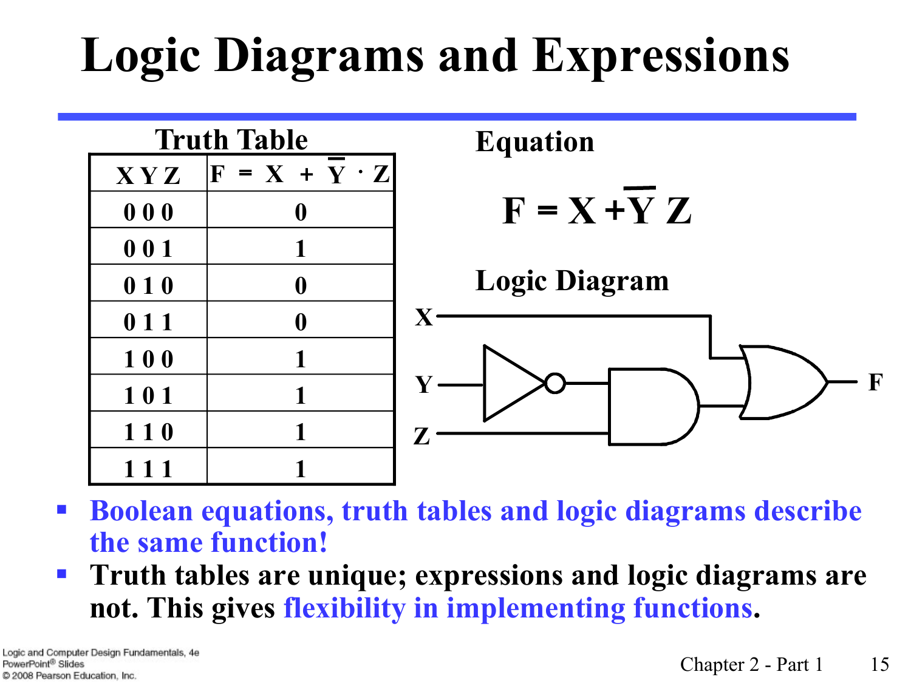# Logic Diagrams and Expressions

**Truth Table**

| X Y Z | $F = X + \overline{Y} \cdot Z$ |
|---|---|
| 0 0 0 | 0 |
| 0 0 1 | 1 |
| 0 1 0 | 0 |
| 0 1 1 | 0 |
| 1 0 0 | 1 |
| 1 0 1 | 1 |
| 1 1 0 | 1 |
| 1 1 1 | 1 |

**Equation**

$$F = X + \overline{Y}\,Z$$

**Logic Diagram**

- **Boolean equations, truth tables and logic diagrams describe the same function!**
- **Truth tables are unique; expressions and logic diagrams are not. This gives flexibility in implementing functions.**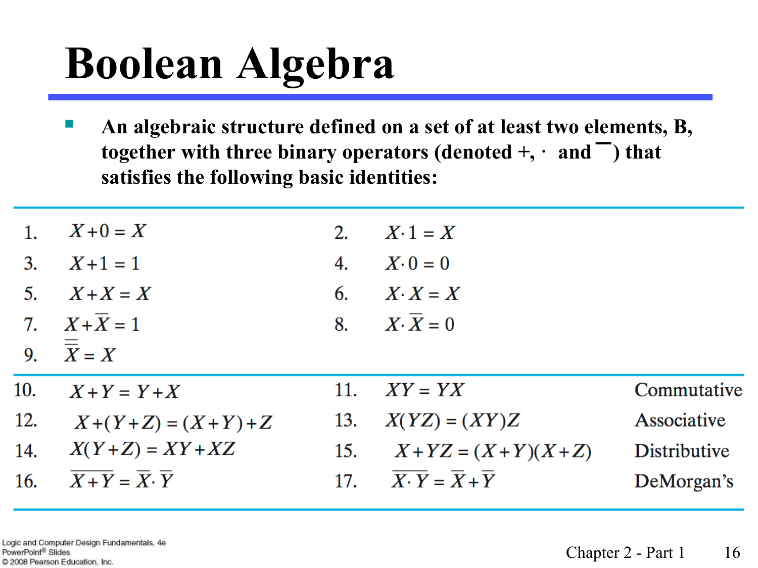# Boolean Algebra

- An algebraic structure defined on a set of at least two elements, B, together with three binary operators (denoted +, · and ¯) that satisfies the following basic identities:

| | | | | |
|---|---|---|---|---|
| 1. | $X + 0 = X$ | 2. | $X \cdot 1 = X$ | |
| 3. | $X + 1 = 1$ | 4. | $X \cdot 0 = 0$ | |
| 5. | $X + X = X$ | 6. | $X \cdot X = X$ | |
| 7. | $X + \overline{X} = 1$ | 8. | $X \cdot \overline{X} = 0$ | |
| 9. | $\overline{\overline{X}} = X$ | | | |
| 10. | $X + Y = Y + X$ | 11. | $XY = YX$ | Commutative |
| 12. | $X + (Y + Z) = (X + Y) + Z$ | 13. | $X(YZ) = (XY)Z$ | Associative |
| 14. | $X(Y + Z) = XY + XZ$ | 15. | $X + YZ = (X + Y)(X + Z)$ | Distributive |
| 16. | $\overline{X + Y} = \overline{X} \cdot \overline{Y}$ | 17. | $\overline{X \cdot Y} = \overline{X} + \overline{Y}$ | DeMorgan's |

Logic and Computer Design Fundamentals, 4e
PowerPoint® Slides
© 2008 Pearson Education, Inc.

Chapter 2 - Part 1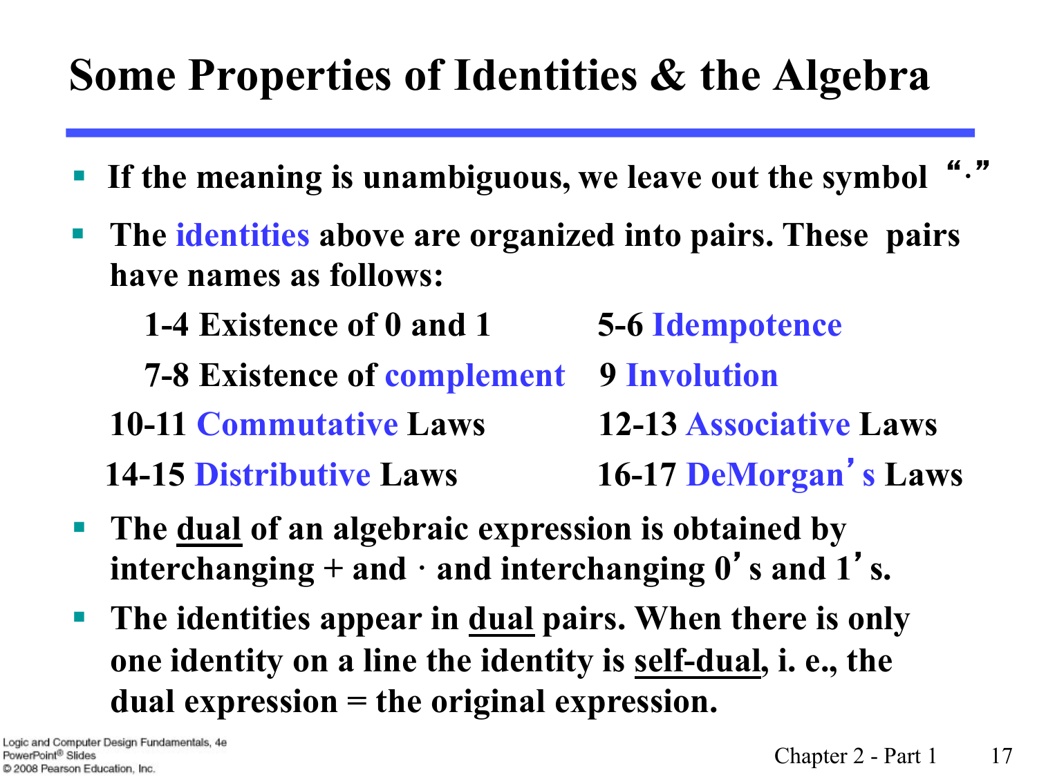# Some Properties of Identities & the Algebra

- If the meaning is unambiguous, we leave out the symbol "·"
- The identities above are organized into pairs. These pairs have names as follows:

| | |
|---|---|
| 1-4 Existence of 0 and 1 | 5-6 Idempotence |
| 7-8 Existence of complement | 9 Involution |
| 10-11 Commutative Laws | 12-13 Associative Laws |
| 14-15 Distributive Laws | 16-17 DeMorgan's Laws |

- The <u>dual</u> of an algebraic expression is obtained by interchanging + and · and interchanging 0's and 1's.
- The identities appear in <u>dual</u> pairs. When there is only one identity on a line the identity is <u>self-dual</u>, i. e., the dual expression = the original expression.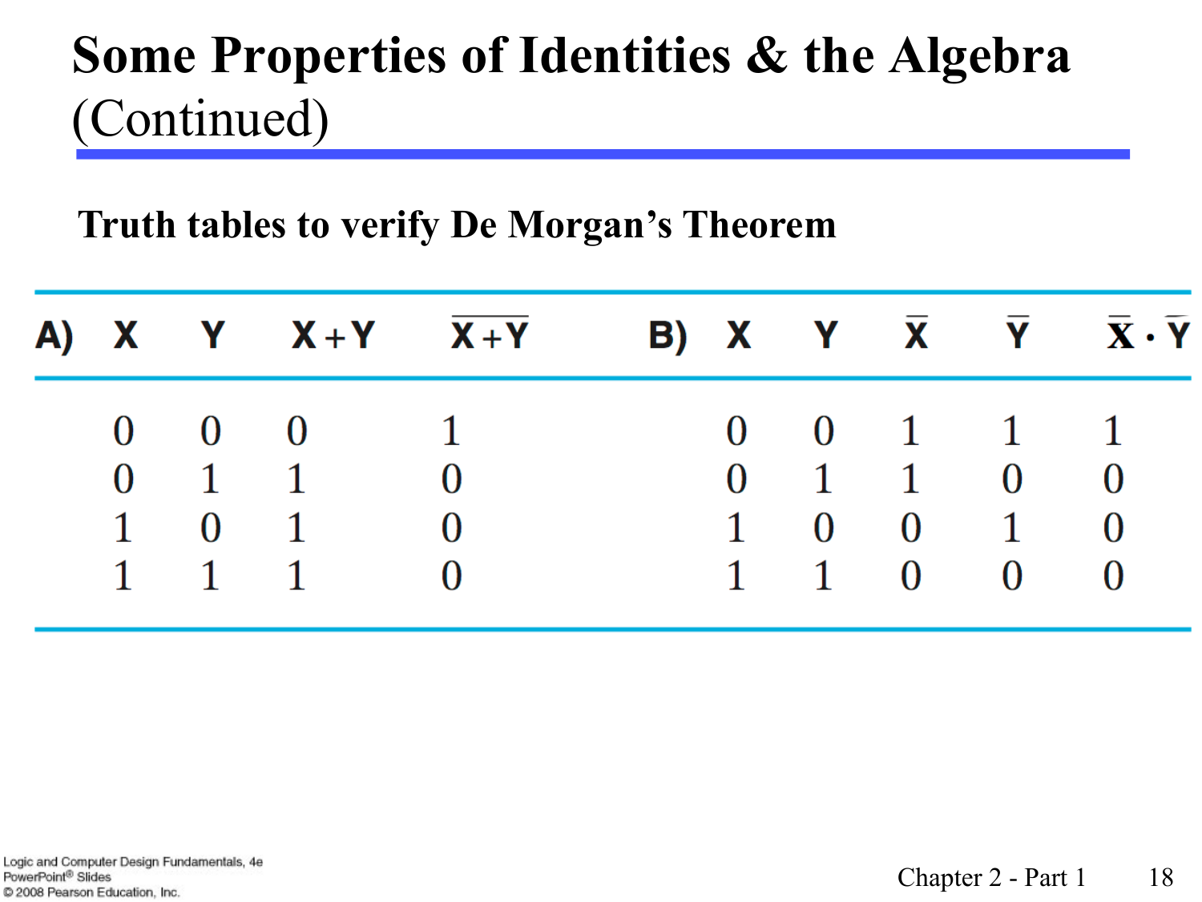# Some Properties of Identities & the Algebra (Continued)

**Truth tables to verify De Morgan's Theorem**

| A) | X | Y | $X+Y$ | $\overline{X+Y}$ | B) | X | Y | $\overline{X}$ | $\overline{Y}$ | $\overline{X} \cdot \overline{Y}$ |
|---|---|---|---|---|---|---|---|---|---|---|
| | 0 | 0 | 0 | 1 | | 0 | 0 | 1 | 1 | 1 |
| | 0 | 1 | 1 | 0 | | 0 | 1 | 1 | 0 | 0 |
| | 1 | 0 | 1 | 0 | | 1 | 0 | 0 | 1 | 0 |
| | 1 | 1 | 1 | 0 | | 1 | 1 | 0 | 0 | 0 |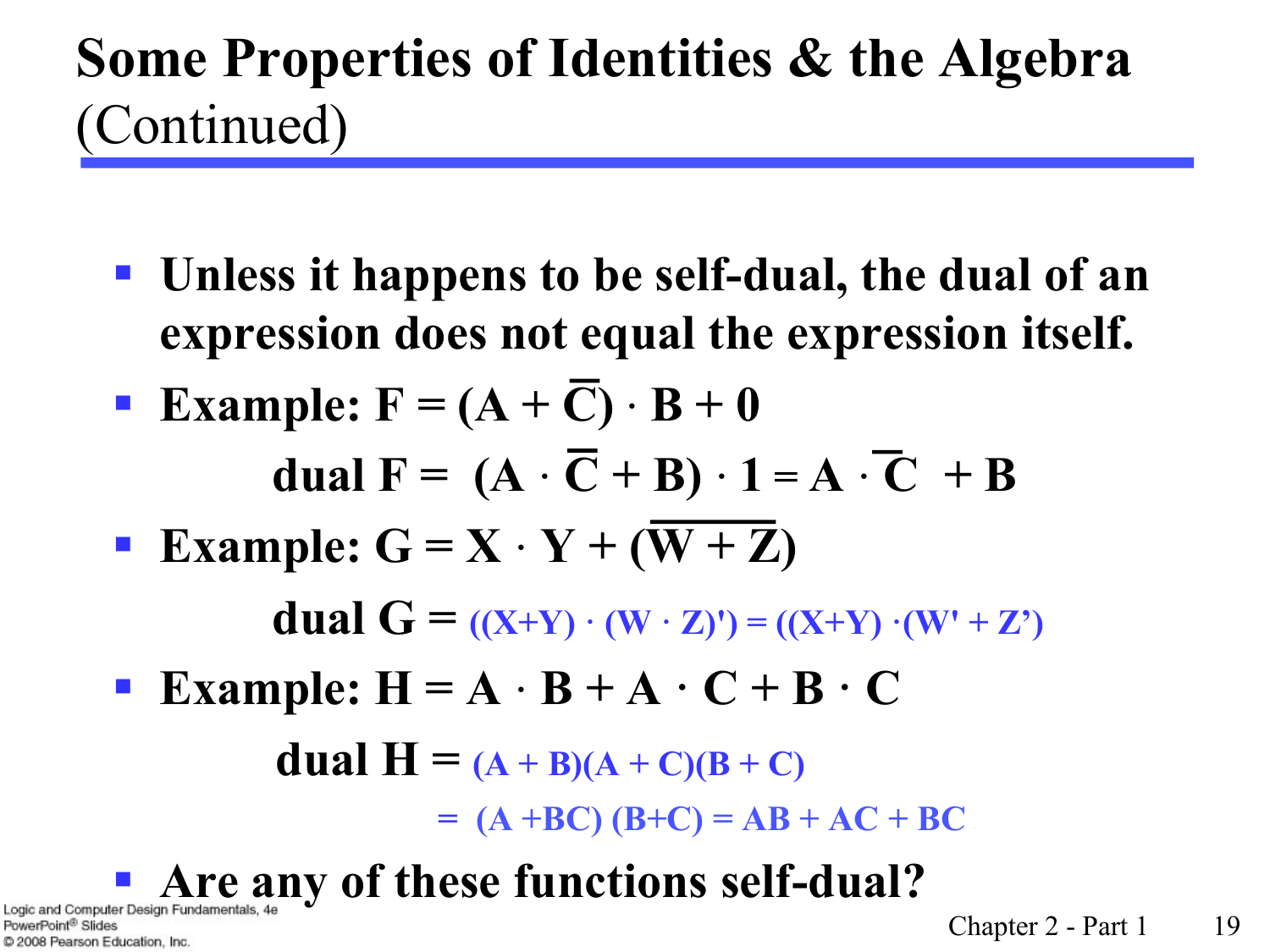# Some Properties of Identities & the Algebra (Continued)

- Unless it happens to be self-dual, the dual of an expression does not equal the expression itself.
- Example: $F = (A + \overline{C}) \cdot B + 0$

  dual $F = (A \cdot \overline{C} + B) \cdot 1 = A \cdot \overline{C} + B$
- Example: $G = X \cdot Y + (\overline{W + Z})$

  dual $G = ((X+Y) \cdot (W \cdot Z)') = ((X+Y) \cdot (W' + Z')$
- Example: $H = A \cdot B + A \cdot C + B \cdot C$

  dual $H = (A + B)(A + C)(B + C)$

  $= (A + BC)(B+C) = AB + AC + BC$
- Are any of these functions self-dual?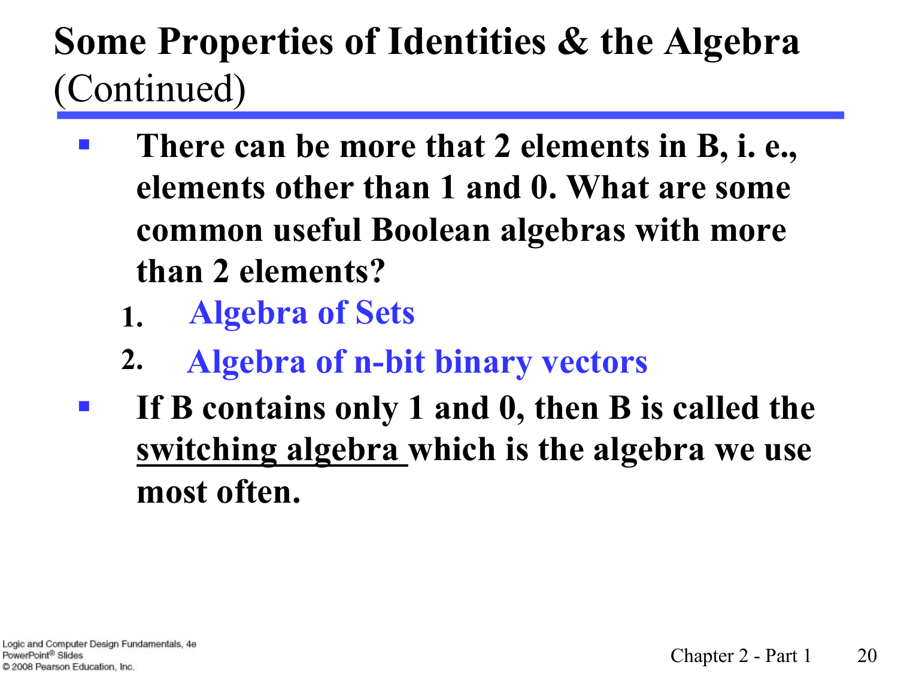# Some Properties of Identities & the Algebra (Continued)

- **There can be more that 2 elements in B, i. e., elements other than 1 and 0. What are some common useful Boolean algebras with more than 2 elements?**
  1. **Algebra of Sets**
  2. **Algebra of n-bit binary vectors**
- **If B contains only 1 and 0, then B is called the switching algebra which is the algebra we use most often.**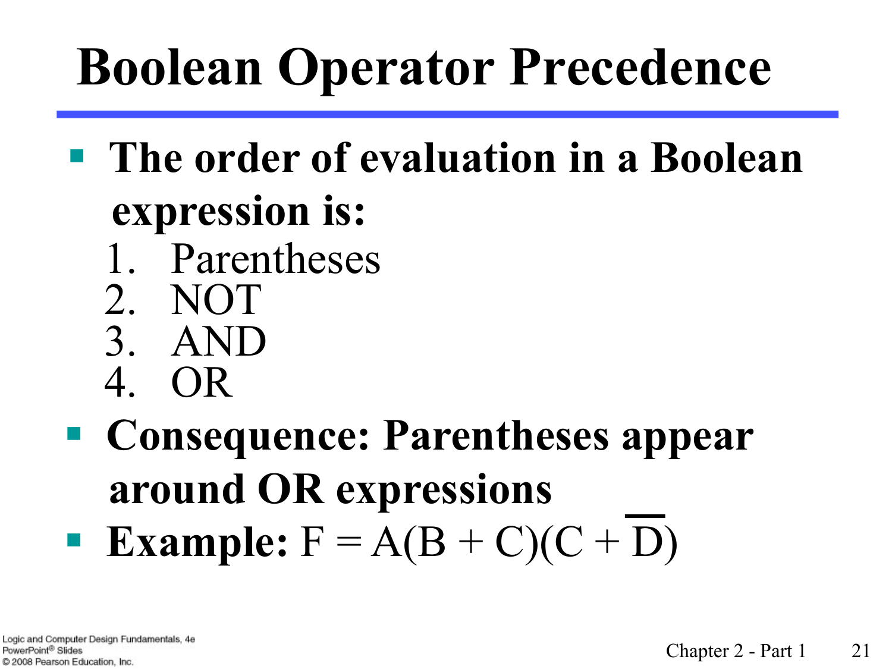# Boolean Operator Precedence

- **The order of evaluation in a Boolean expression is:**
  1. Parentheses
  2. NOT
  3. AND
  4. OR
- **Consequence: Parentheses appear around OR expressions**
- **Example:** $F = A(B + C)(C + \overline{D})$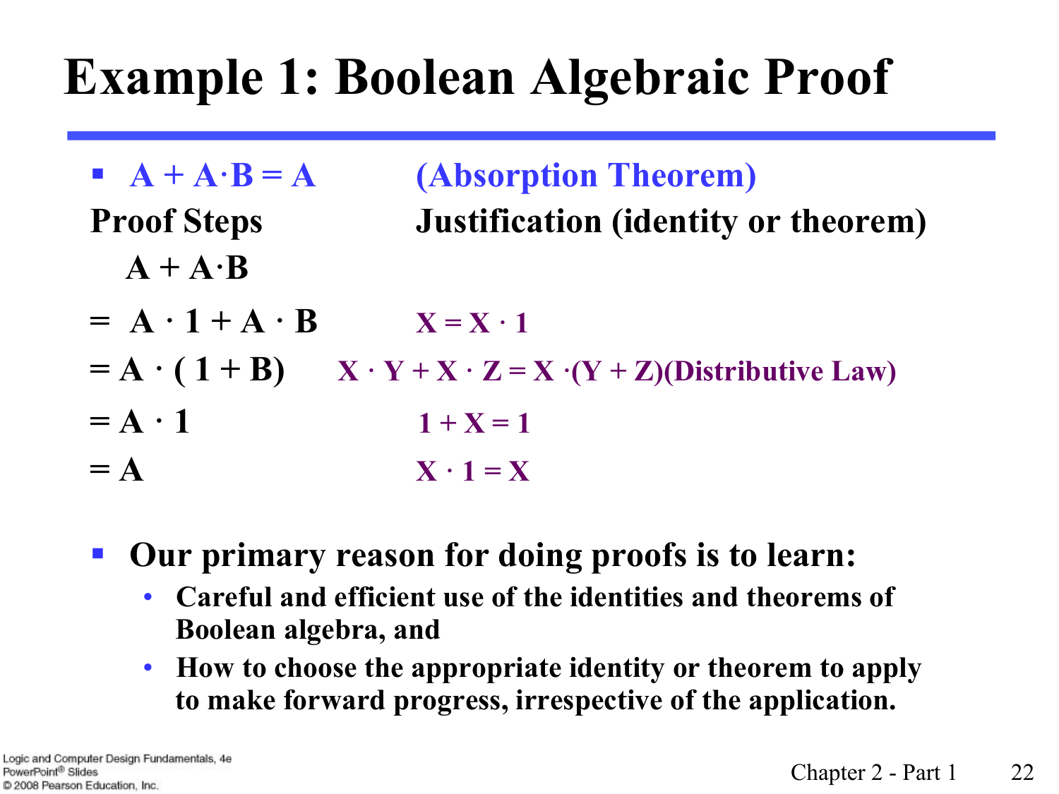# Example 1: Boolean Algebraic Proof

- $A + A \cdot B = A$ (Absorption Theorem)

| Proof Steps | Justification (identity or theorem) |
|---|---|
| $A + A \cdot B$ | |
| $= A \cdot 1 + A \cdot B$ | $X = X \cdot 1$ |
| $= A \cdot (1 + B)$ | $X \cdot Y + X \cdot Z = X \cdot (Y + Z)$ (Distributive Law) |
| $= A \cdot 1$ | $1 + X = 1$ |
| $= A$ | $X \cdot 1 = X$ |

- **Our primary reason for doing proofs is to learn:**
  - Careful and efficient use of the identities and theorems of Boolean algebra, and
  - How to choose the appropriate identity or theorem to apply to make forward progress, irrespective of the application.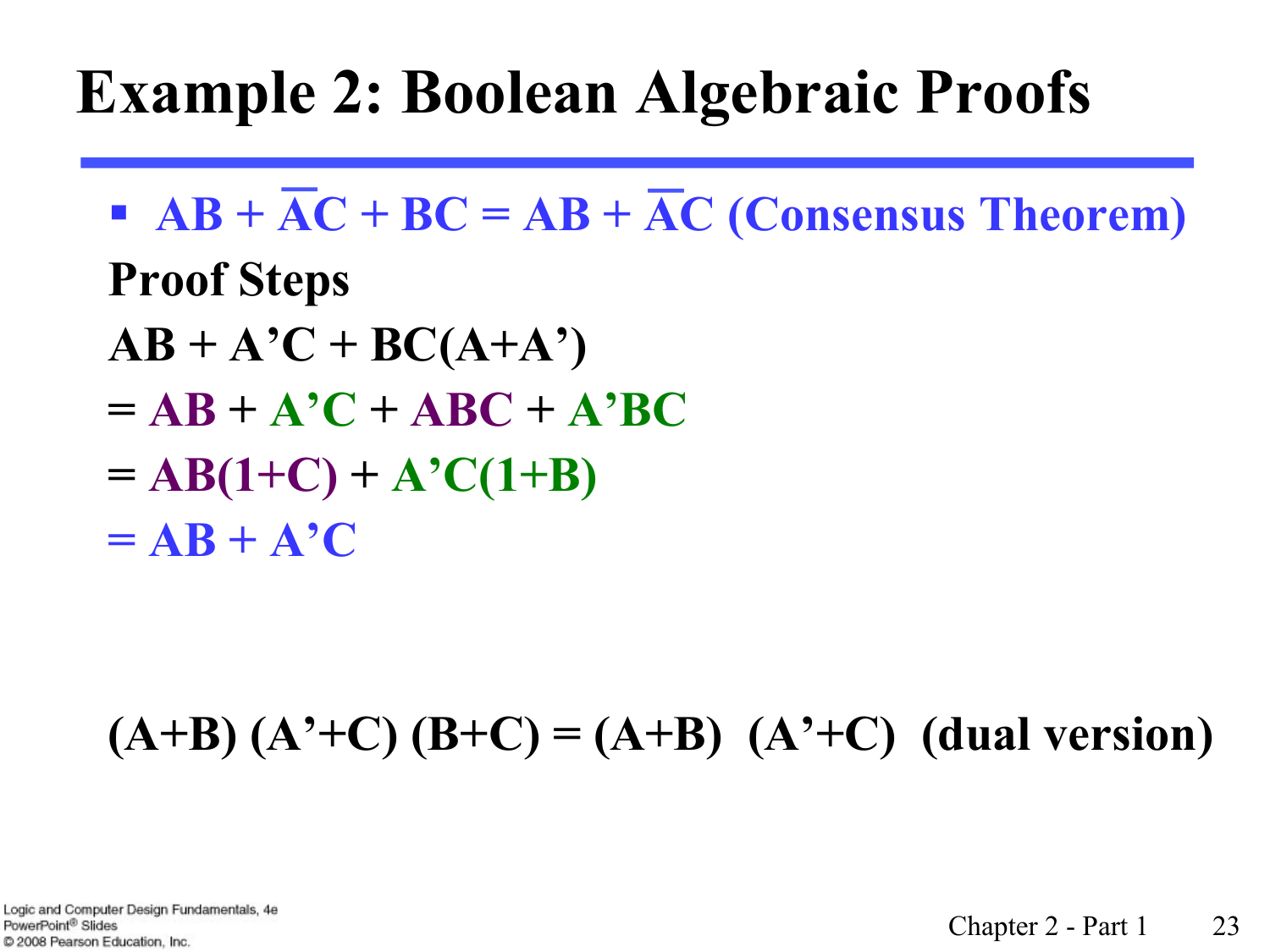# Example 2: Boolean Algebraic Proofs

- $AB + \overline{A}C + BC = AB + \overline{A}C$ (Consensus Theorem)

**Proof Steps**

**$AB + A'C + BC(A+A')$**

**$= AB + A'C + ABC + A'BC$**

**$= AB(1+C) + A'C(1+B)$**

**$= AB + A'C$**

**$(A+B)(A'+C)(B+C) = (A+B)(A'+C)$ (dual version)**

Logic and Computer Design Fundamentals, 4e
PowerPoint® Slides
© 2008 Pearson Education, Inc.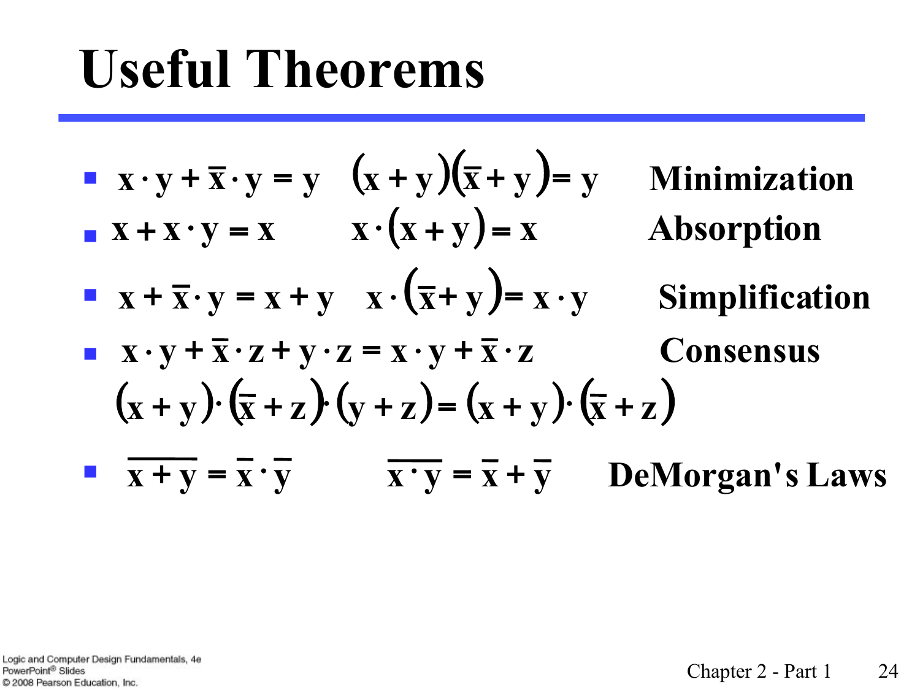# Useful Theorems

- $x \cdot y + \overline{x} \cdot y = y \quad (x + y)(\overline{x} + y) = y$ **Minimization**
- $x + x \cdot y = x \quad x \cdot (x + y) = x$ **Absorption**
- $x + \overline{x} \cdot y = x + y \quad x \cdot (\overline{x} + y) = x \cdot y$ **Simplification**
- $x \cdot y + \overline{x} \cdot z + y \cdot z = x \cdot y + \overline{x} \cdot z$ **Consensus**

  $(x + y) \cdot (\overline{x} + z) \cdot (y + z) = (x + y) \cdot (\overline{x} + z)$
- $\overline{x + y} = \overline{x} \cdot \overline{y} \quad \overline{x \cdot y} = \overline{x} + \overline{y}$ **DeMorgan's Laws**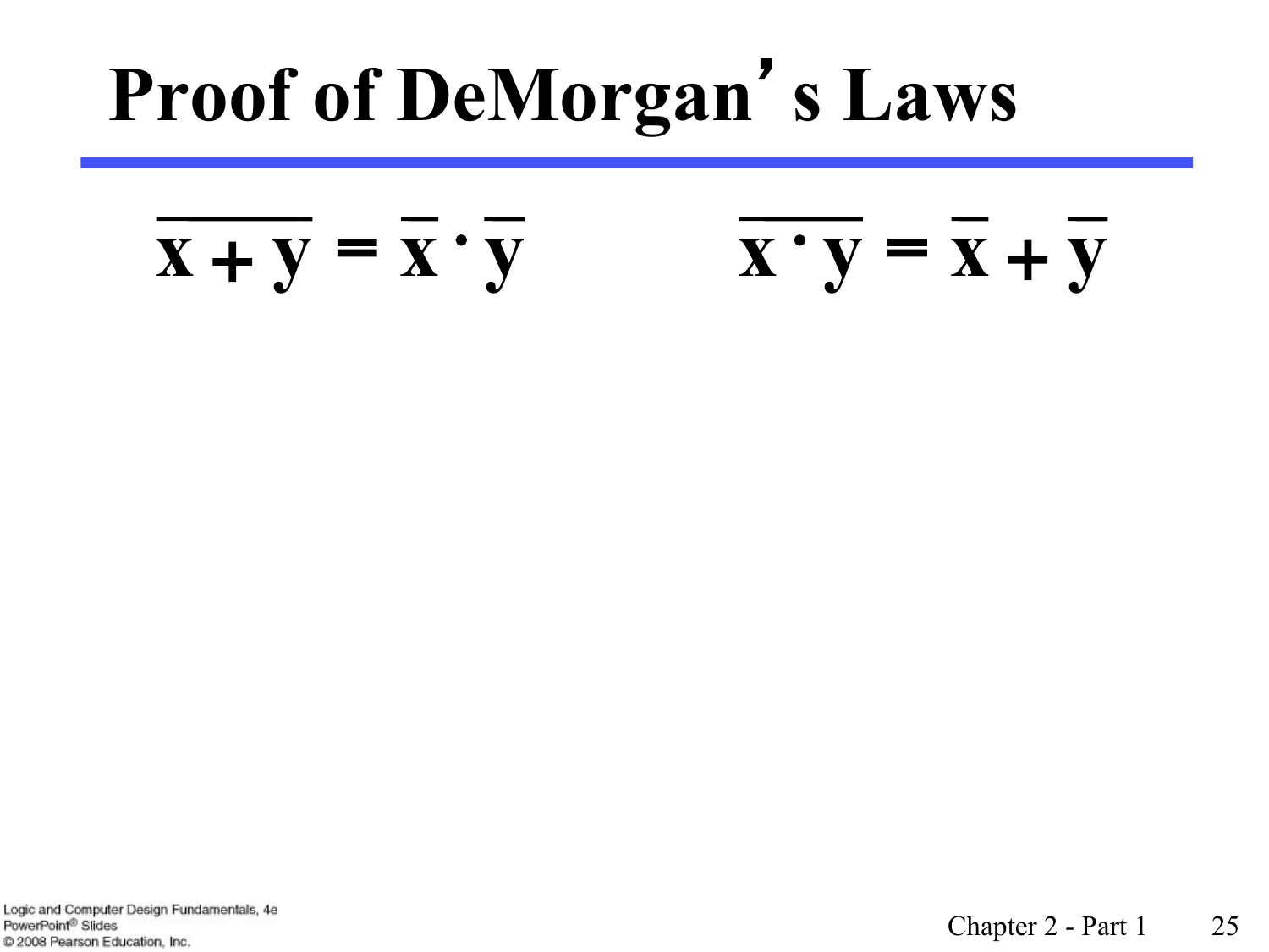# Proof of DeMorgan's Laws

$$\overline{x + y} = \overline{x} \cdot \overline{y} \qquad\qquad \overline{x \cdot y} = \overline{x} + \overline{y}$$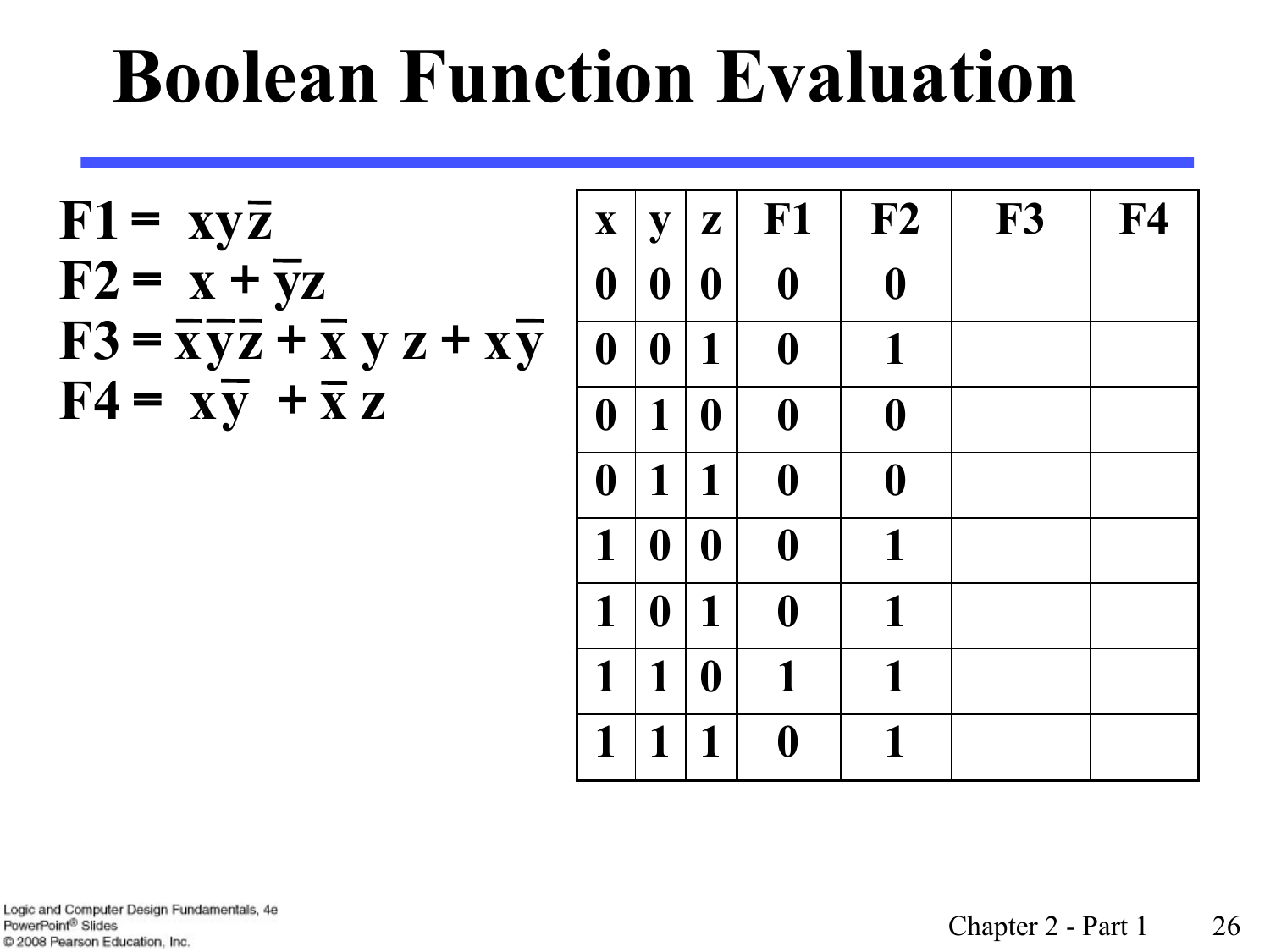# Boolean Function Evaluation

$$F1 = xy\overline{z}$$
$$F2 = x + \overline{y}z$$
$$F3 = \overline{x}\,\overline{y}\,\overline{z} + \overline{x}\,y\,z + x\overline{y}$$
$$F4 = x\overline{y} + \overline{x}\,z$$

| x | y | z | F1 | F2 | F3 | F4 |
|---|---|---|---|---|---|---|
| 0 | 0 | 0 | 0 | 0 | | |
| 0 | 0 | 1 | 0 | 1 | | |
| 0 | 1 | 0 | 0 | 0 | | |
| 0 | 1 | 1 | 0 | 0 | | |
| 1 | 0 | 0 | 0 | 1 | | |
| 1 | 0 | 1 | 0 | 1 | | |
| 1 | 1 | 0 | 1 | 1 | | |
| 1 | 1 | 1 | 0 | 1 | | |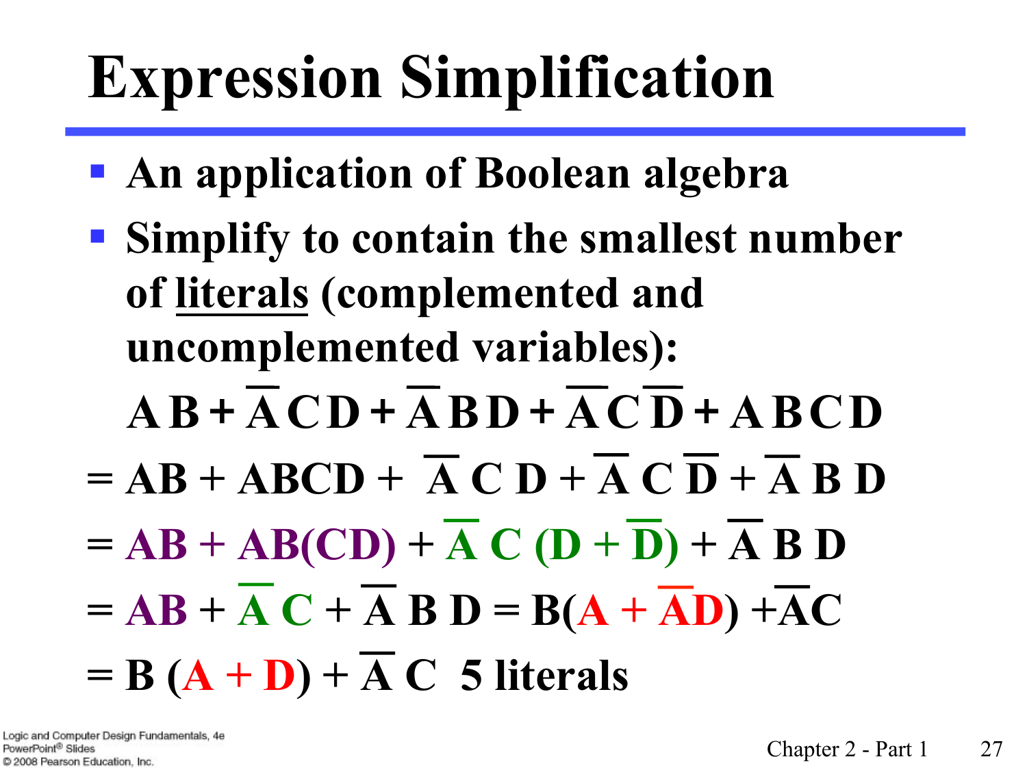# Expression Simplification

- An application of Boolean algebra
- Simplify to contain the smallest number of literals (complemented and uncomplemented variables):

$$A\,B + \overline{A}\,C\,D + \overline{A}\,B\,D + \overline{A}\,C\,\overline{D} + A\,B\,C\,D$$

$$= AB + ABCD + \overline{A}\,C\,D + \overline{A}\,C\,\overline{D} + \overline{A}\,B\,D$$

$$= AB + AB(CD) + \overline{A}\,C\,(D + \overline{D}) + \overline{A}\,B\,D$$

$$= AB + \overline{A}\,C + \overline{A}\,B\,D = B(A + \overline{A}D) + \overline{A}C$$

$$= B\,(A + D) + \overline{A}\,C \quad \text{5 literals}$$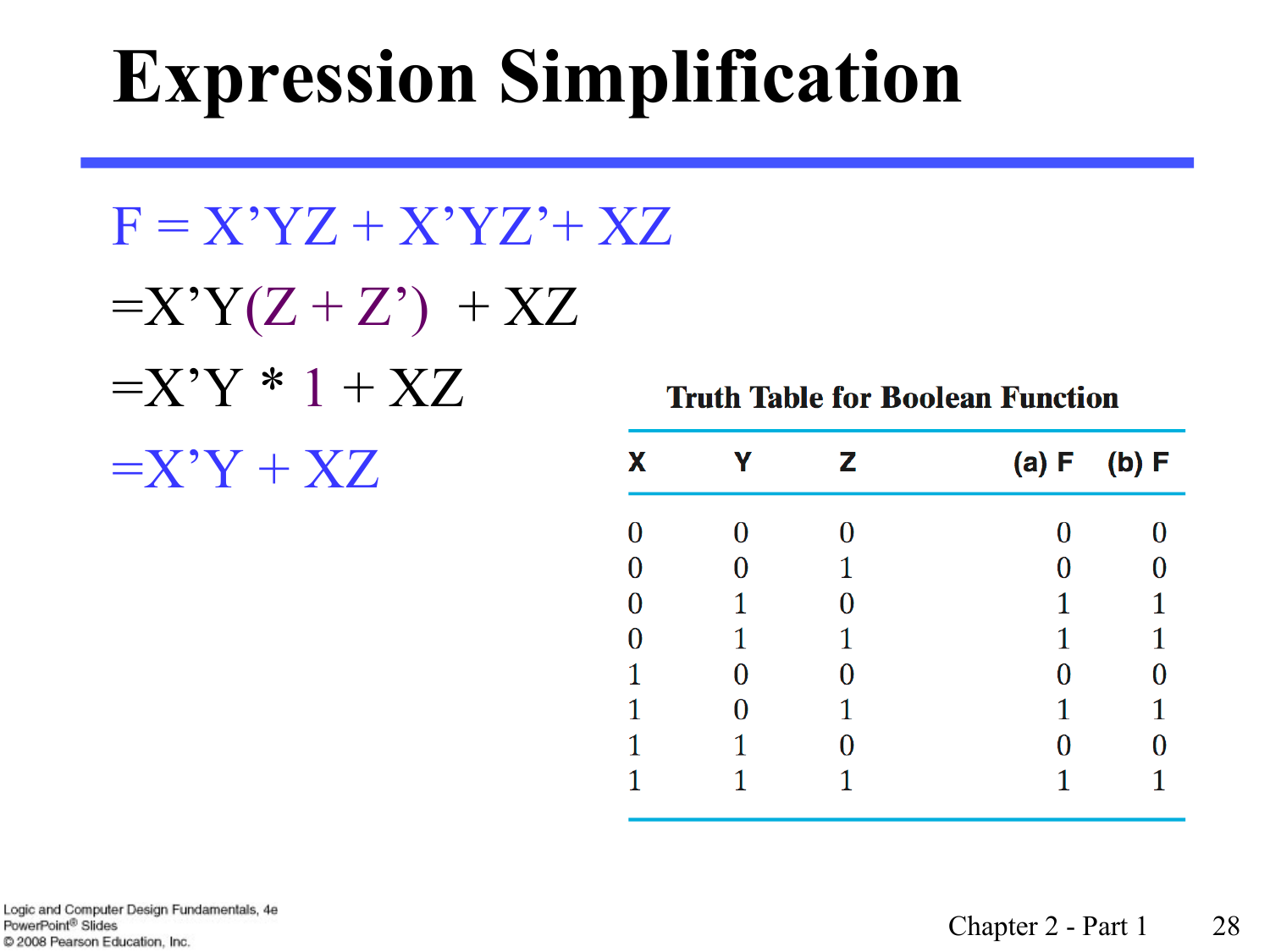# Expression Simplification

$F = X'YZ + X'YZ' + XZ$

$= X'Y(Z + Z') + XZ$

$= X'Y * 1 + XZ$

$= X'Y + XZ$

**Truth Table for Boolean Function**

| X | Y | Z | (a) F | (b) F |
|---|---|---|---|---|
| 0 | 0 | 0 | 0 | 0 |
| 0 | 0 | 1 | 0 | 0 |
| 0 | 1 | 0 | 1 | 1 |
| 0 | 1 | 1 | 1 | 1 |
| 1 | 0 | 0 | 0 | 0 |
| 1 | 0 | 1 | 1 | 1 |
| 1 | 1 | 0 | 0 | 0 |
| 1 | 1 | 1 | 1 | 1 |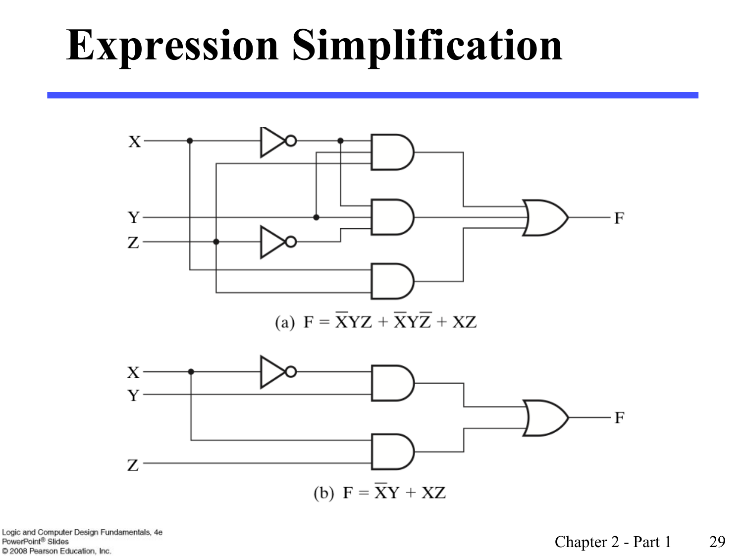# Expression Simplification

(a) $F = \overline{X}YZ + \overline{X}Y\overline{Z} + XZ$

(b) $F = \overline{X}Y + XZ$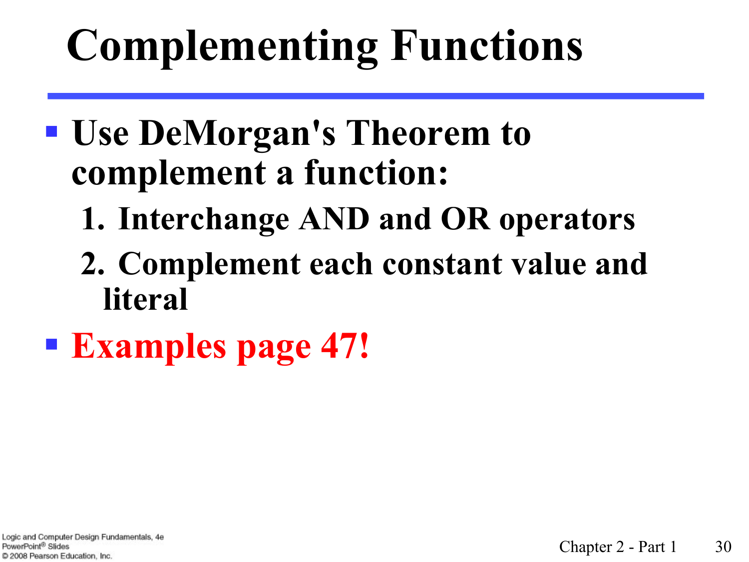# Complementing Functions

- **Use DeMorgan's Theorem to complement a function:**
  1. **Interchange AND and OR operators**
  2. **Complement each constant value and literal**
- **Examples page 47!**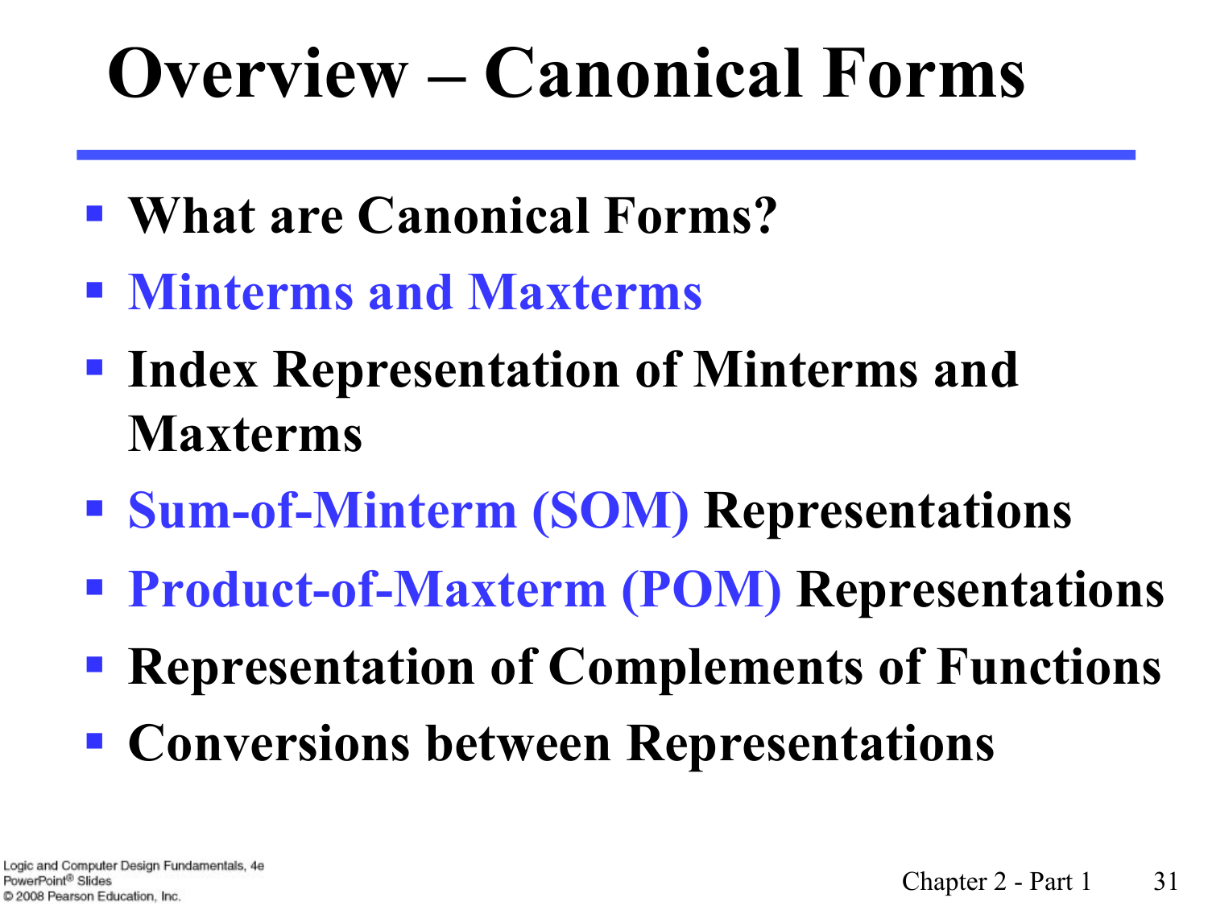# Overview – Canonical Forms

- What are Canonical Forms?
- Minterms and Maxterms
- Index Representation of Minterms and Maxterms
- Sum-of-Minterm (SOM) Representations
- Product-of-Maxterm (POM) Representations
- Representation of Complements of Functions
- Conversions between Representations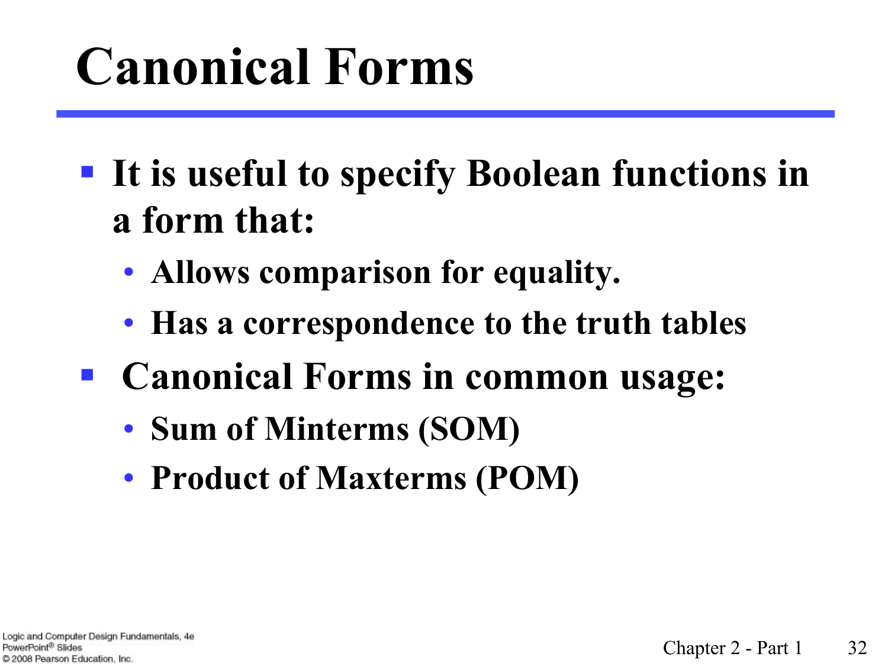# Canonical Forms

- It is useful to specify Boolean functions in a form that:
  - Allows comparison for equality.
  - Has a correspondence to the truth tables
- Canonical Forms in common usage:
  - Sum of Minterms (SOM)
  - Product of Maxterms (POM)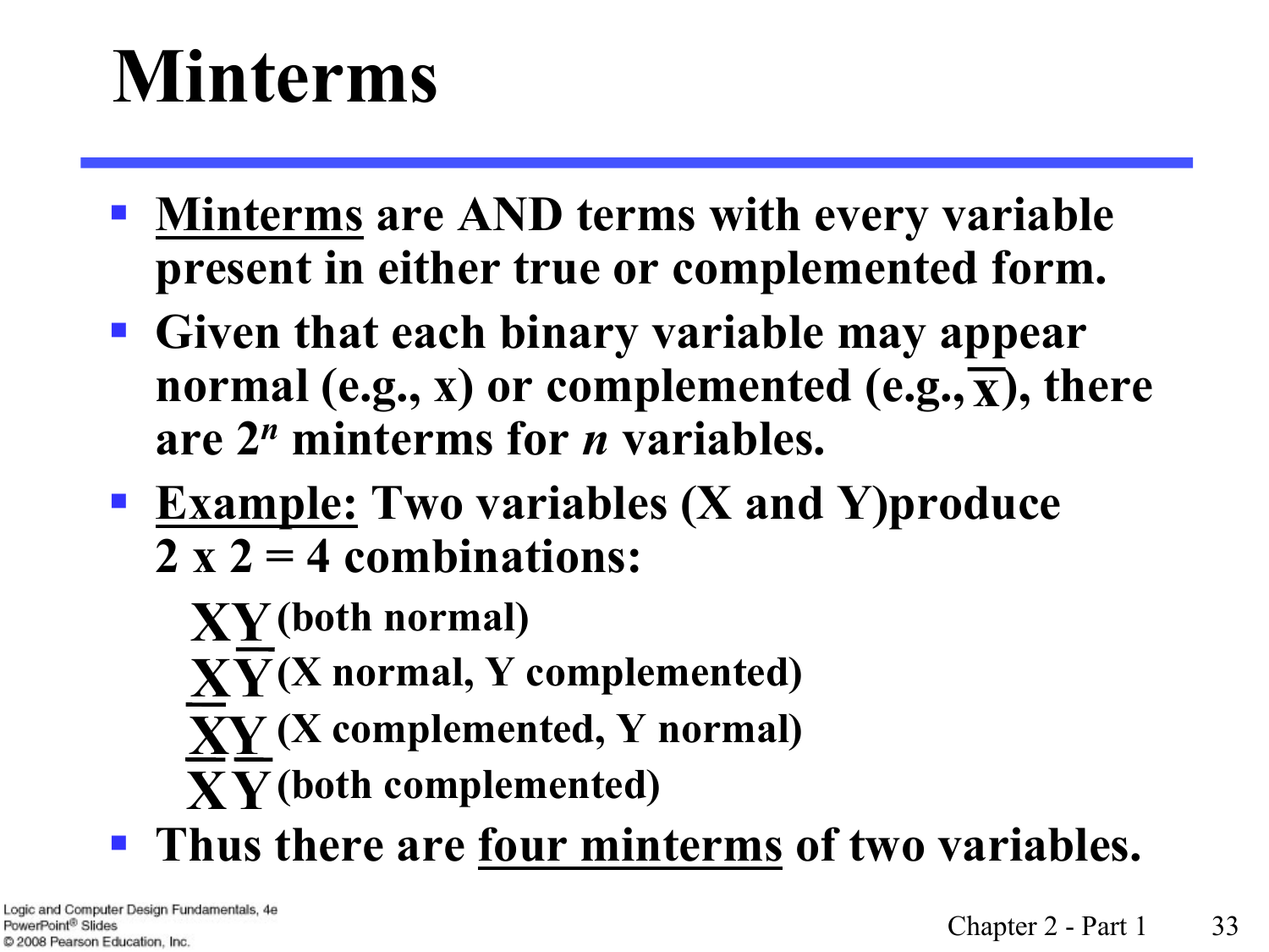# Minterms

- **Minterms are AND terms with every variable present in either true or complemented form.**
- **Given that each binary variable may appear normal (e.g., x) or complemented (e.g., $\overline{x}$), there are $2^n$ minterms for *n* variables.**
- **Example: Two variables (X and Y)produce 2 x 2 = 4 combinations:**

  $XY$ **(both normal)**
  $X\overline{Y}$ **(X normal, Y complemented)**
  $\overline{X}Y$ **(X complemented, Y normal)**
  $\overline{X}\,\overline{Y}$ **(both complemented)**

- **Thus there are four minterms of two variables.**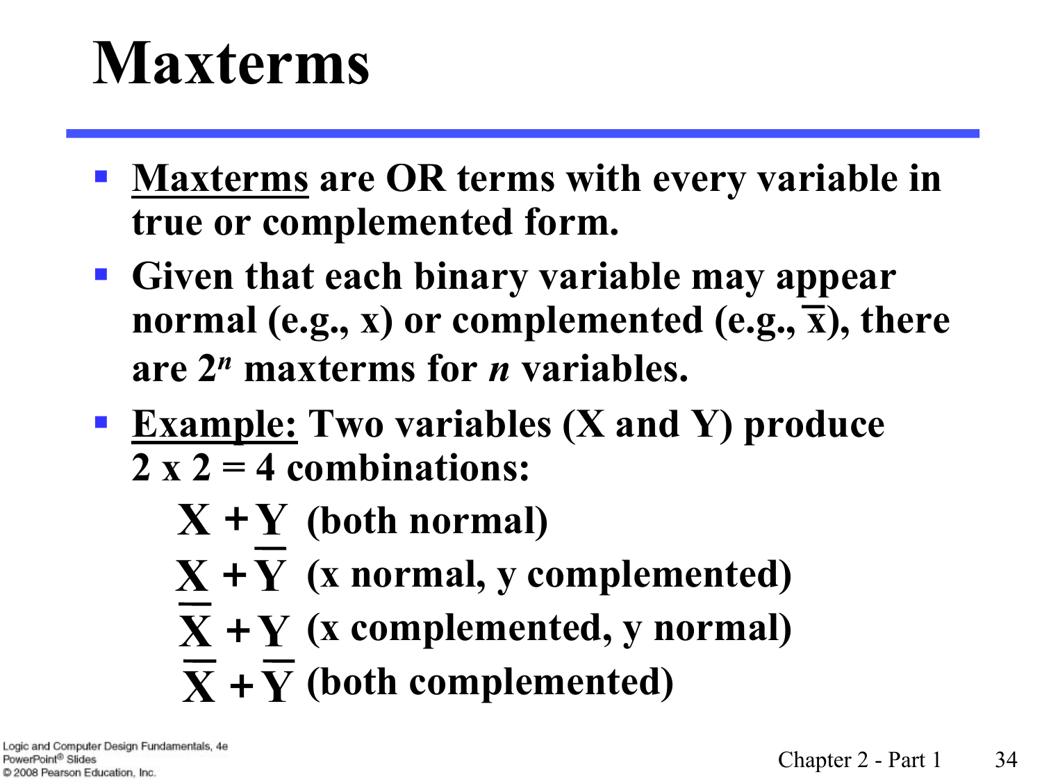# Maxterms

- <u>Maxterms</u> are OR terms with every variable in true or complemented form.
- Given that each binary variable may appear normal (e.g., x) or complemented (e.g., $\overline{x}$), there are $2^n$ maxterms for $n$ variables.
- <u>Example:</u> Two variables (X and Y) produce 2 x 2 = 4 combinations:

  $X + Y$ (both normal)

  $X + \overline{Y}$ (x normal, y complemented)

  $\overline{X} + Y$ (x complemented, y normal)

  $\overline{X} + \overline{Y}$ (both complemented)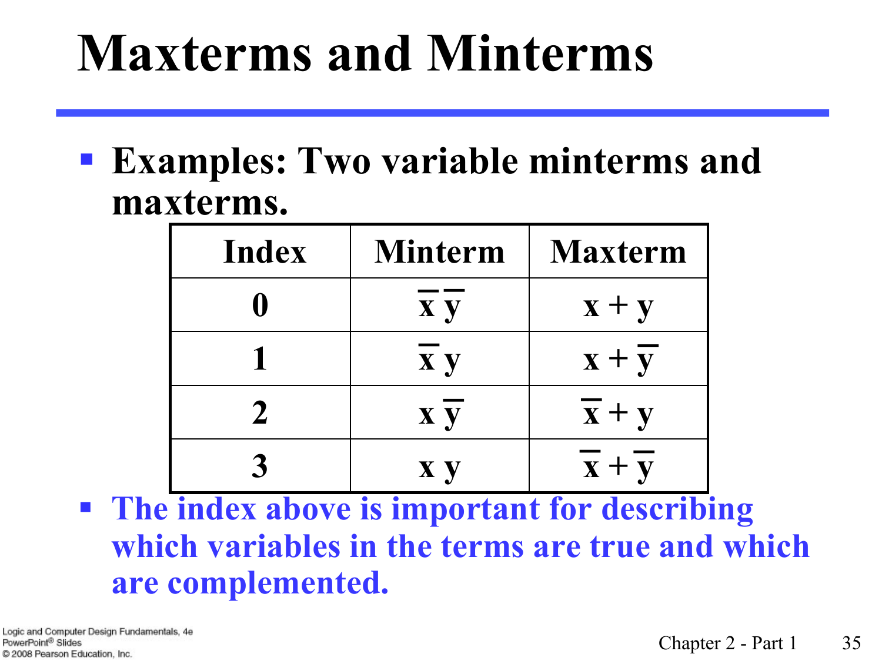# Maxterms and Minterms

- **Examples: Two variable minterms and maxterms.**

| Index | Minterm | Maxterm |
|---|---|---|
| 0 | $\overline{x}\,\overline{y}$ | $x + y$ |
| 1 | $\overline{x}\,y$ | $x + \overline{y}$ |
| 2 | $x\,\overline{y}$ | $\overline{x} + y$ |
| 3 | $x\,y$ | $\overline{x} + \overline{y}$ |

- **The index above is important for describing which variables in the terms are true and which are complemented.**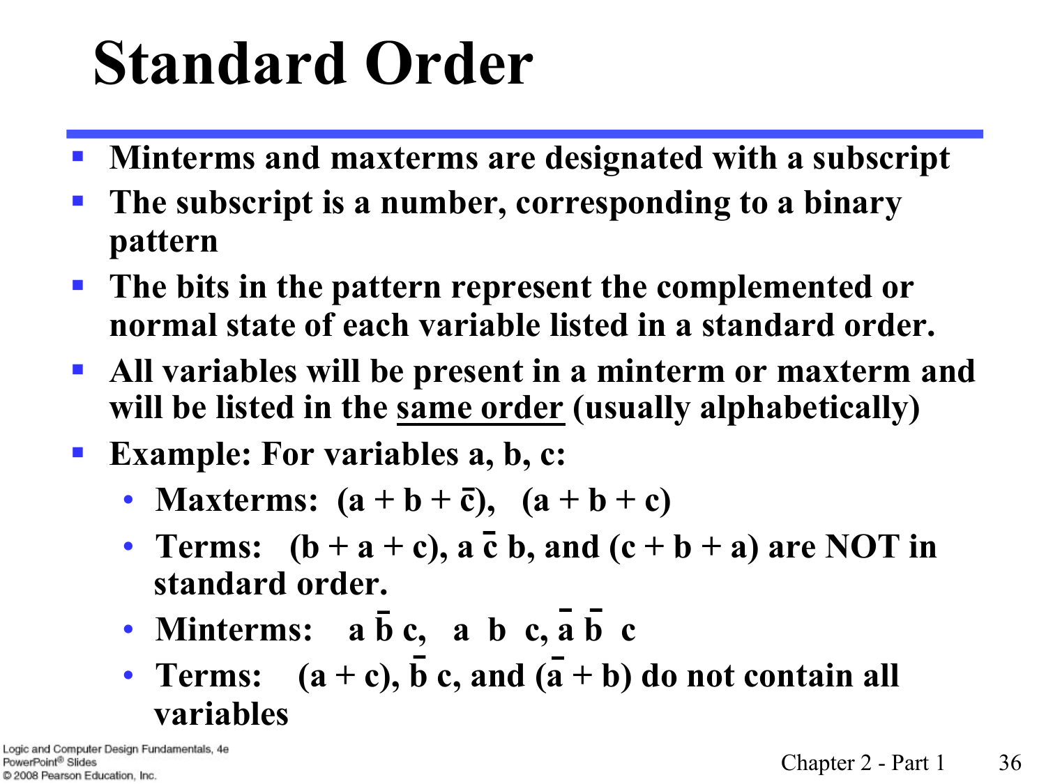# Standard Order

- **Minterms and maxterms are designated with a subscript**
- **The subscript is a number, corresponding to a binary pattern**
- **The bits in the pattern represent the complemented or normal state of each variable listed in a standard order.**
- **All variables will be present in a minterm or maxterm and will be listed in the same order (usually alphabetically)**
- **Example: For variables a, b, c:**
  - **Maxterms:** $(a + b + \bar{c})$, $(a + b + c)$
  - **Terms:** $(b + a + c)$, $a\,\bar{c}\,b$, **and** $(c + b + a)$ **are NOT in standard order.**
  - **Minterms:** $a\,\bar{b}\,c$, $a\,b\,c$, $\bar{a}\,\bar{b}\,c$
  - **Terms:** $(a + c)$, $\bar{b}\,c$, **and** $(\bar{a} + b)$ **do not contain all variables**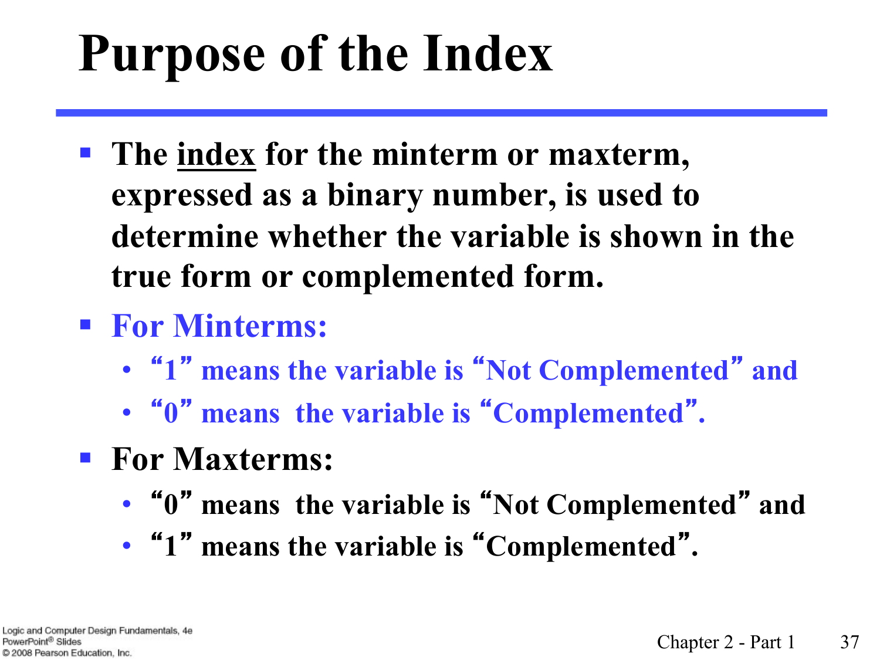# Purpose of the Index

- The <u>index</u> for the minterm or maxterm, expressed as a binary number, is used to determine whether the variable is shown in the true form or complemented form.
- For Minterms:
  - "1" means the variable is "Not Complemented" and
  - "0" means the variable is "Complemented".
- For Maxterms:
  - "0" means the variable is "Not Complemented" and
  - "1" means the variable is "Complemented".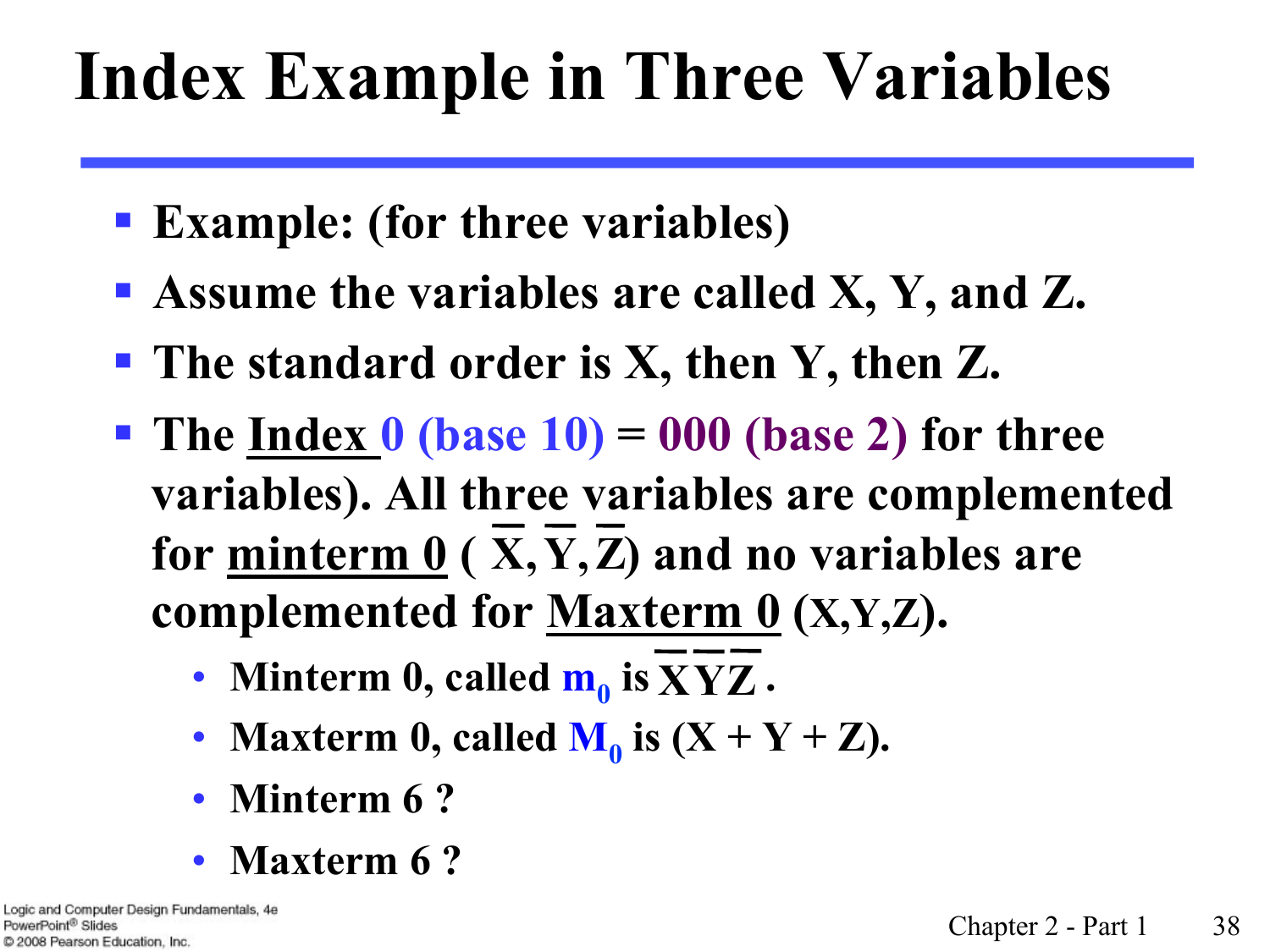# Index Example in Three Variables

- Example: (for three variables)
- Assume the variables are called X, Y, and Z.
- The standard order is X, then Y, then Z.
- The <u>Index</u> 0 (base 10) = 000 (base 2) for three variables). All three variables are complemented for <u>minterm 0</u> ( $\overline{X}, \overline{Y}, \overline{Z}$) and no variables are complemented for <u>Maxterm 0</u> (X,Y,Z).
  - Minterm 0, called $m_0$ is $\overline{X}\,\overline{Y}\,\overline{Z}$.
  - Maxterm 0, called $M_0$ is $(X + Y + Z)$.
  - Minterm 6 ?
  - Maxterm 6 ?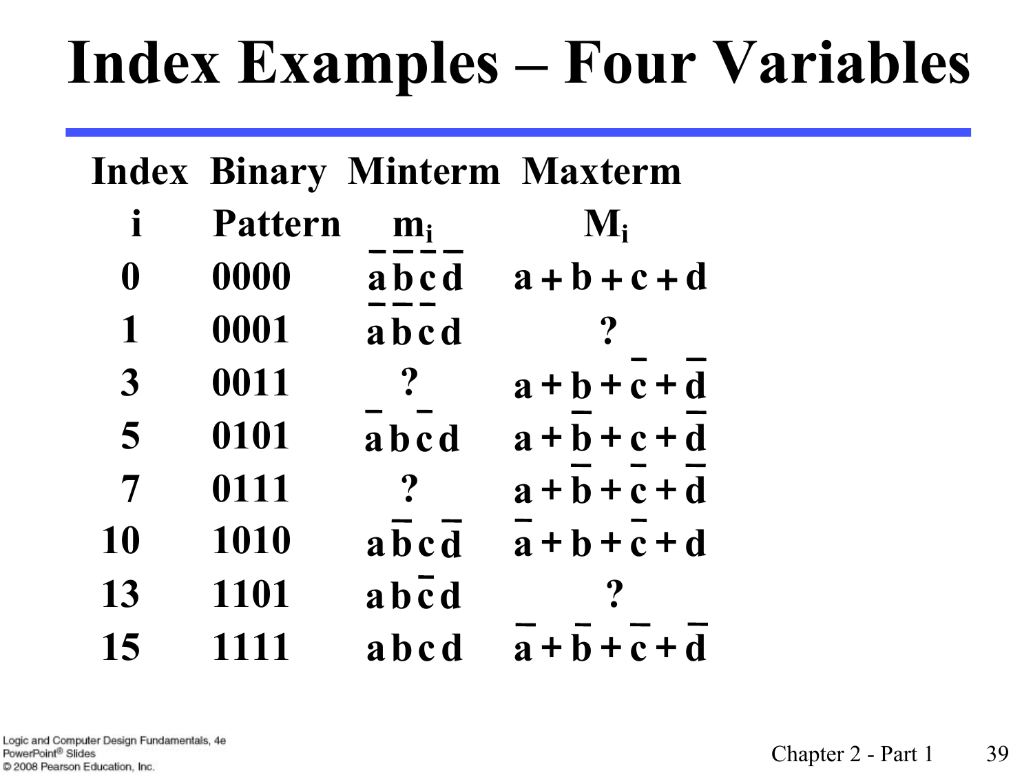# Index Examples – Four Variables

| Index $i$ | Binary Pattern | Minterm $m_i$ | Maxterm $M_i$ |
|---|---|---|---|
| 0 | 0000 | $\bar{a}\,\bar{b}\,\bar{c}\,\bar{d}$ | $a + b + c + d$ |
| 1 | 0001 | $\bar{a}\,\bar{b}\,\bar{c}\,d$ | ? |
| 3 | 0011 | ? | $a + b + \bar{c} + \bar{d}$ |
| 5 | 0101 | $\bar{a}\,b\,\bar{c}\,d$ | $a + \bar{b} + c + \bar{d}$ |
| 7 | 0111 | ? | $a + \bar{b} + \bar{c} + \bar{d}$ |
| 10 | 1010 | $a\,\bar{b}\,c\,\bar{d}$ | $\bar{a} + b + \bar{c} + d$ |
| 13 | 1101 | $a\,b\,\bar{c}\,d$ | ? |
| 15 | 1111 | $a\,b\,c\,d$ | $\bar{a} + \bar{b} + \bar{c} + \bar{d}$ |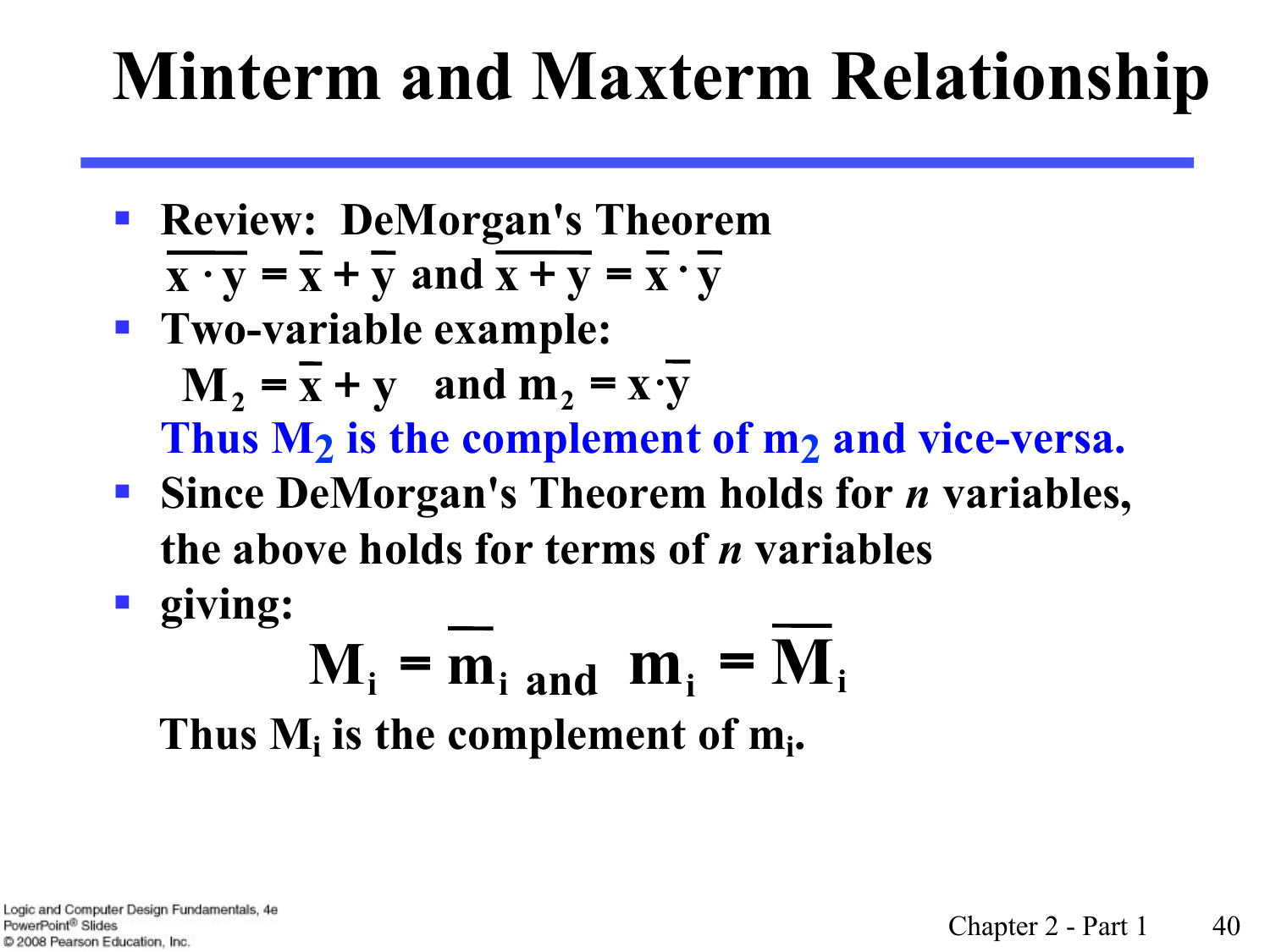# Minterm and Maxterm Relationship

- Review: DeMorgan's Theorem
  $\overline{x \cdot y} = \overline{x} + \overline{y}$ and $\overline{x + y} = \overline{x} \cdot \overline{y}$
- Two-variable example:
  $M_2 = \overline{x} + y$ and $m_2 = x \cdot \overline{y}$
  Thus $M_2$ is the complement of $m_2$ and vice-versa.
- Since DeMorgan's Theorem holds for *n* variables, the above holds for terms of *n* variables
- giving:

$$M_i = \overline{m}_i \text{ and } m_i = \overline{M}_i$$

Thus $M_i$ is the complement of $m_i$.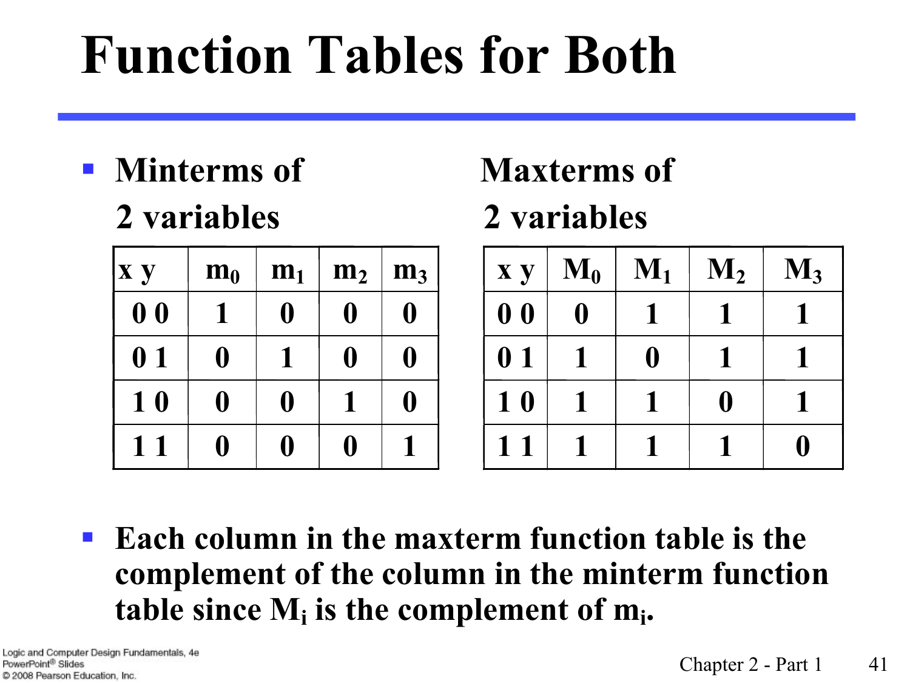# Function Tables for Both

- **Minterms of 2 variables**

| x y | $m_0$ | $m_1$ | $m_2$ | $m_3$ |
|---|---|---|---|---|
| 0 0 | 1 | 0 | 0 | 0 |
| 0 1 | 0 | 1 | 0 | 0 |
| 1 0 | 0 | 0 | 1 | 0 |
| 1 1 | 0 | 0 | 0 | 1 |

**Maxterms of 2 variables**

| x y | $M_0$ | $M_1$ | $M_2$ | $M_3$ |
|---|---|---|---|---|
| 0 0 | 0 | 1 | 1 | 1 |
| 0 1 | 1 | 0 | 1 | 1 |
| 1 0 | 1 | 1 | 0 | 1 |
| 1 1 | 1 | 1 | 1 | 0 |

- **Each column in the maxterm function table is the complement of the column in the minterm function table since $M_i$ is the complement of $m_i$.**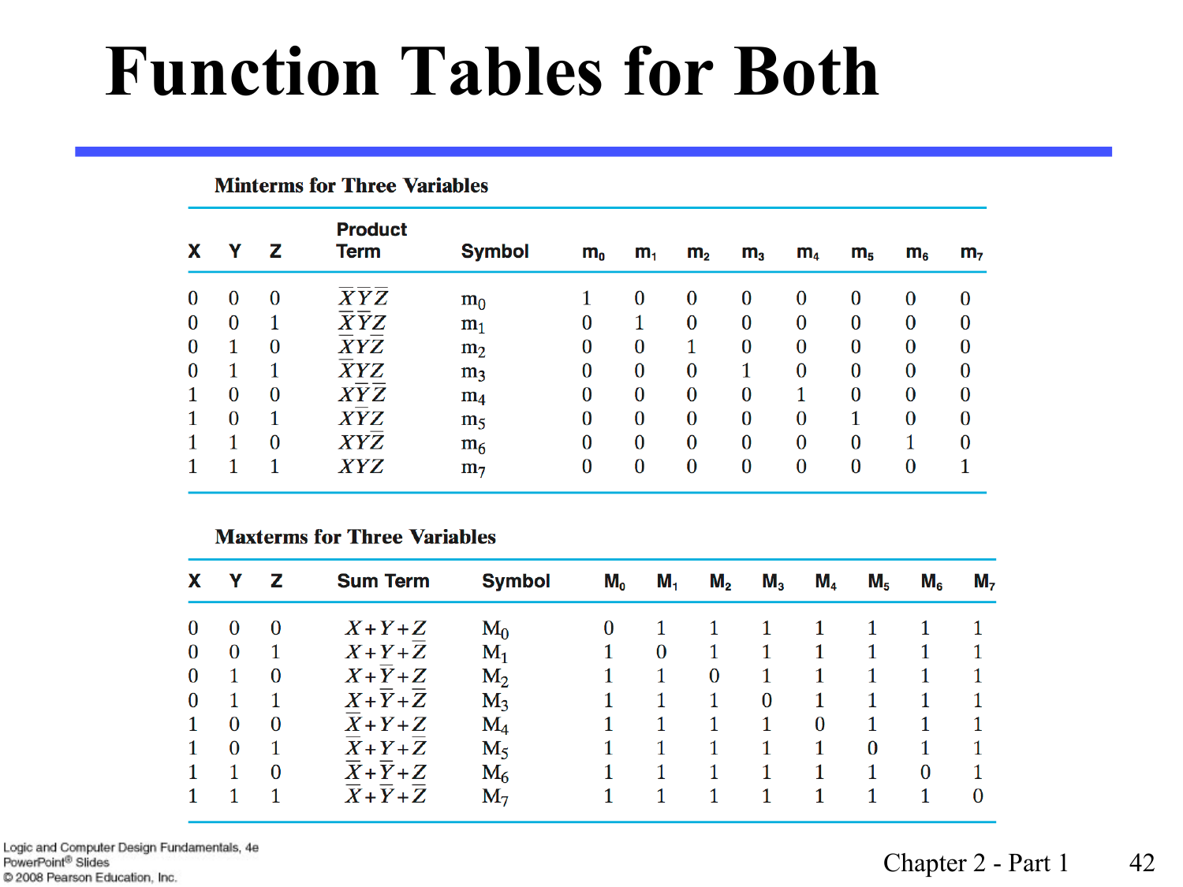# Function Tables for Both

**Minterms for Three Variables**

| X | Y | Z | Product Term | Symbol | $m_0$ | $m_1$ | $m_2$ | $m_3$ | $m_4$ | $m_5$ | $m_6$ | $m_7$ |
|---|---|---|---|---|---|---|---|---|---|---|---|---|
| 0 | 0 | 0 | $\overline{X}\,\overline{Y}\,\overline{Z}$ | $m_0$ | 1 | 0 | 0 | 0 | 0 | 0 | 0 | 0 |
| 0 | 0 | 1 | $\overline{X}\,\overline{Y}Z$ | $m_1$ | 0 | 1 | 0 | 0 | 0 | 0 | 0 | 0 |
| 0 | 1 | 0 | $\overline{X}Y\overline{Z}$ | $m_2$ | 0 | 0 | 1 | 0 | 0 | 0 | 0 | 0 |
| 0 | 1 | 1 | $\overline{X}YZ$ | $m_3$ | 0 | 0 | 0 | 1 | 0 | 0 | 0 | 0 |
| 1 | 0 | 0 | $X\overline{Y}\,\overline{Z}$ | $m_4$ | 0 | 0 | 0 | 0 | 1 | 0 | 0 | 0 |
| 1 | 0 | 1 | $X\overline{Y}Z$ | $m_5$ | 0 | 0 | 0 | 0 | 0 | 1 | 0 | 0 |
| 1 | 1 | 0 | $XY\overline{Z}$ | $m_6$ | 0 | 0 | 0 | 0 | 0 | 0 | 1 | 0 |
| 1 | 1 | 1 | $XYZ$ | $m_7$ | 0 | 0 | 0 | 0 | 0 | 0 | 0 | 1 |

**Maxterms for Three Variables**

| X | Y | Z | Sum Term | Symbol | $M_0$ | $M_1$ | $M_2$ | $M_3$ | $M_4$ | $M_5$ | $M_6$ | $M_7$ |
|---|---|---|---|---|---|---|---|---|---|---|---|---|
| 0 | 0 | 0 | $X+Y+Z$ | $M_0$ | 0 | 1 | 1 | 1 | 1 | 1 | 1 | 1 |
| 0 | 0 | 1 | $X+Y+\overline{Z}$ | $M_1$ | 1 | 0 | 1 | 1 | 1 | 1 | 1 | 1 |
| 0 | 1 | 0 | $X+\overline{Y}+Z$ | $M_2$ | 1 | 1 | 0 | 1 | 1 | 1 | 1 | 1 |
| 0 | 1 | 1 | $X+\overline{Y}+\overline{Z}$ | $M_3$ | 1 | 1 | 1 | 0 | 1 | 1 | 1 | 1 |
| 1 | 0 | 0 | $\overline{X}+Y+Z$ | $M_4$ | 1 | 1 | 1 | 1 | 0 | 1 | 1 | 1 |
| 1 | 0 | 1 | $\overline{X}+Y+\overline{Z}$ | $M_5$ | 1 | 1 | 1 | 1 | 1 | 0 | 1 | 1 |
| 1 | 1 | 0 | $\overline{X}+\overline{Y}+Z$ | $M_6$ | 1 | 1 | 1 | 1 | 1 | 1 | 0 | 1 |
| 1 | 1 | 1 | $\overline{X}+\overline{Y}+\overline{Z}$ | $M_7$ | 1 | 1 | 1 | 1 | 1 | 1 | 1 | 0 |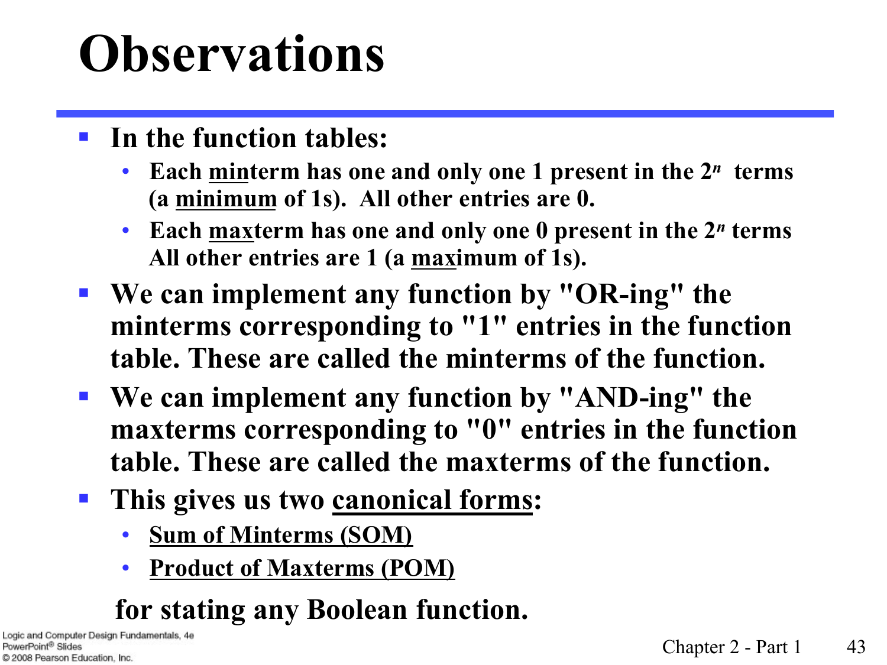# Observations

- **In the function tables:**
  - **Each <u>min</u>term has one and only one 1 present in the $2^n$ terms (a <u>minimum</u> of 1s). All other entries are 0.**
  - **Each <u>max</u>term has one and only one 0 present in the $2^n$ terms All other entries are 1 (a <u>max</u>imum of 1s).**
- **We can implement any function by "OR-ing" the minterms corresponding to "1" entries in the function table. These are called the minterms of the function.**
- **We can implement any function by "AND-ing" the maxterms corresponding to "0" entries in the function table. These are called the maxterms of the function.**
- **This gives us two <u>canonical forms</u>:**
  - **<u>Sum of Minterms (SOM)</u>**
  - **<u>Product of Maxterms (POM)</u>**

**for stating any Boolean function.**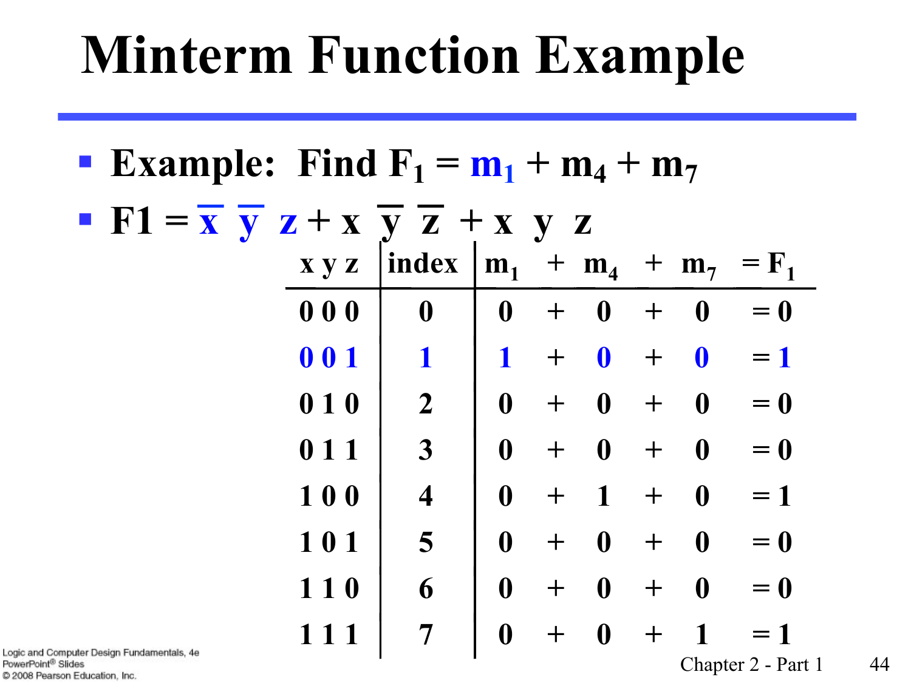# Minterm Function Example

- Example: Find $F_1 = m_1 + m_4 + m_7$
- $F1 = \overline{x}\ \overline{y}\ z + x\ \overline{y}\ \overline{z} + x\ y\ z$

| x y z | index | $m_1$ | + | $m_4$ | + | $m_7$ | $= F_1$ |
|---|---|---|---|---|---|---|---|
| 0 0 0 | 0 | 0 | + | 0 | + | 0 | = 0 |
| 0 0 1 | 1 | 1 | + | 0 | + | 0 | = 1 |
| 0 1 0 | 2 | 0 | + | 0 | + | 0 | = 0 |
| 0 1 1 | 3 | 0 | + | 0 | + | 0 | = 0 |
| 1 0 0 | 4 | 0 | + | 1 | + | 0 | = 1 |
| 1 0 1 | 5 | 0 | + | 0 | + | 0 | = 0 |
| 1 1 0 | 6 | 0 | + | 0 | + | 0 | = 0 |
| 1 1 1 | 7 | 0 | + | 0 | + | 1 | = 1 |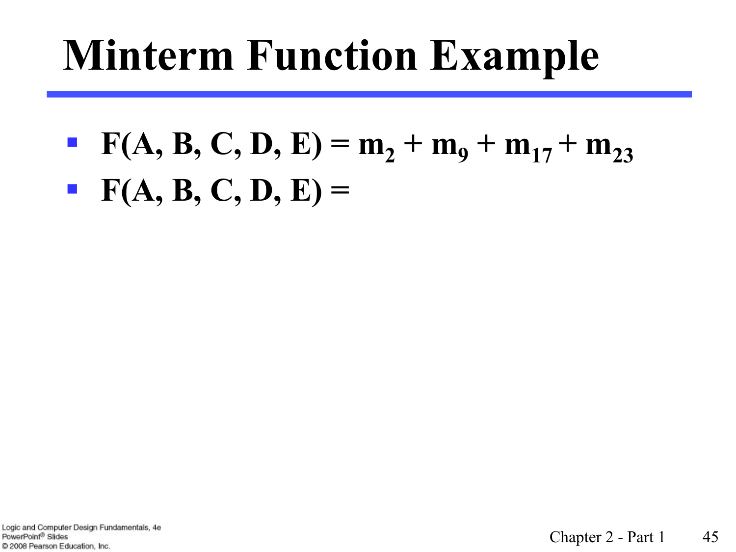# Minterm Function Example

- $F(A, B, C, D, E) = m_2 + m_9 + m_{17} + m_{23}$
- $F(A, B, C, D, E) =$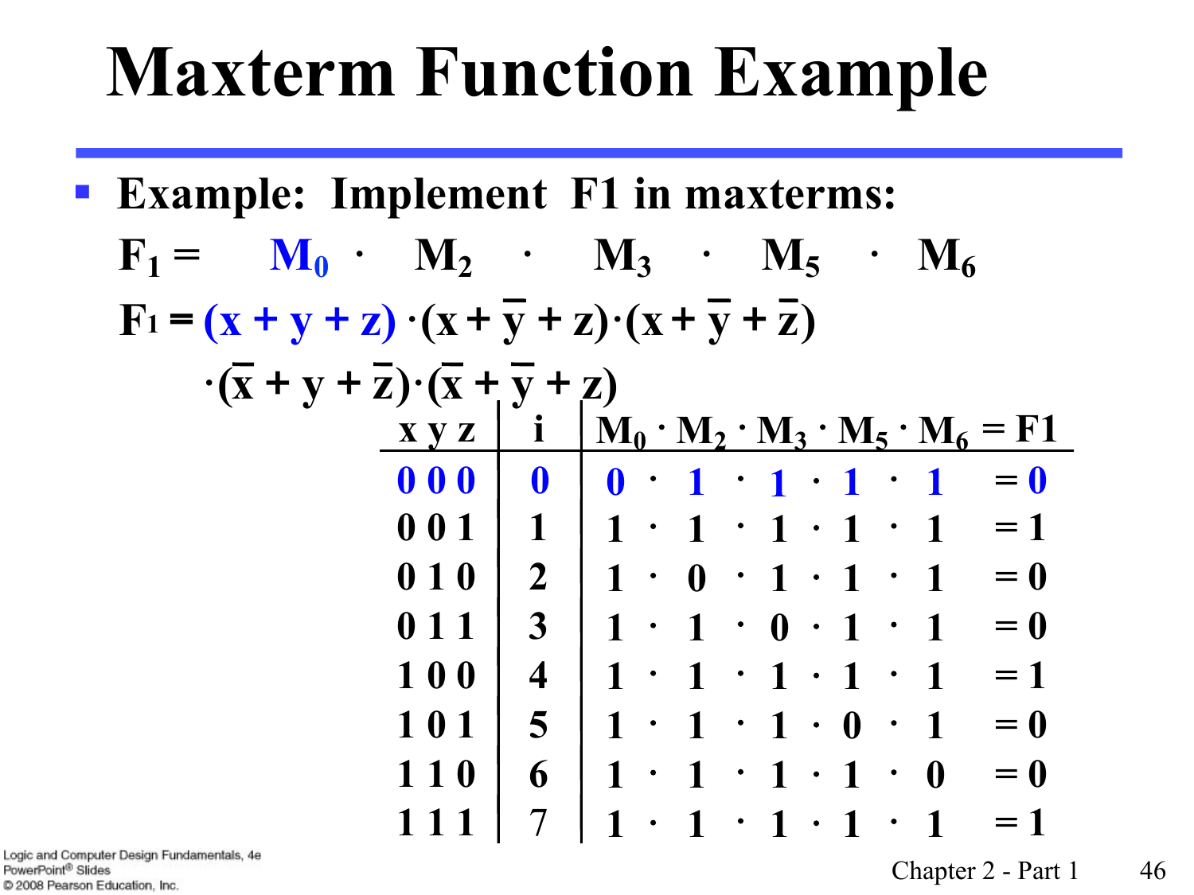# Maxterm Function Example

- **Example: Implement F1 in maxterms:**

$$F_1 = M_0 \cdot M_2 \cdot M_3 \cdot M_5 \cdot M_6$$

$$F_1 = (x + y + z) \cdot (x + \bar{y} + z) \cdot (x + \bar{y} + \bar{z}) \cdot (\bar{x} + y + \bar{z}) \cdot (\bar{x} + \bar{y} + z)$$

| x y z | i | $M_0 \cdot M_2 \cdot M_3 \cdot M_5 \cdot M_6$ = F1 |
|---|---|---|
| 0 0 0 | 0 | 0 · 1 · 1 · 1 · 1 = 0 |
| 0 0 1 | 1 | 1 · 1 · 1 · 1 · 1 = 1 |
| 0 1 0 | 2 | 1 · 0 · 1 · 1 · 1 = 0 |
| 0 1 1 | 3 | 1 · 1 · 0 · 1 · 1 = 0 |
| 1 0 0 | 4 | 1 · 1 · 1 · 1 · 1 = 1 |
| 1 0 1 | 5 | 1 · 1 · 1 · 0 · 1 = 0 |
| 1 1 0 | 6 | 1 · 1 · 1 · 1 · 0 = 0 |
| 1 1 1 | 7 | 1 · 1 · 1 · 1 · 1 = 1 |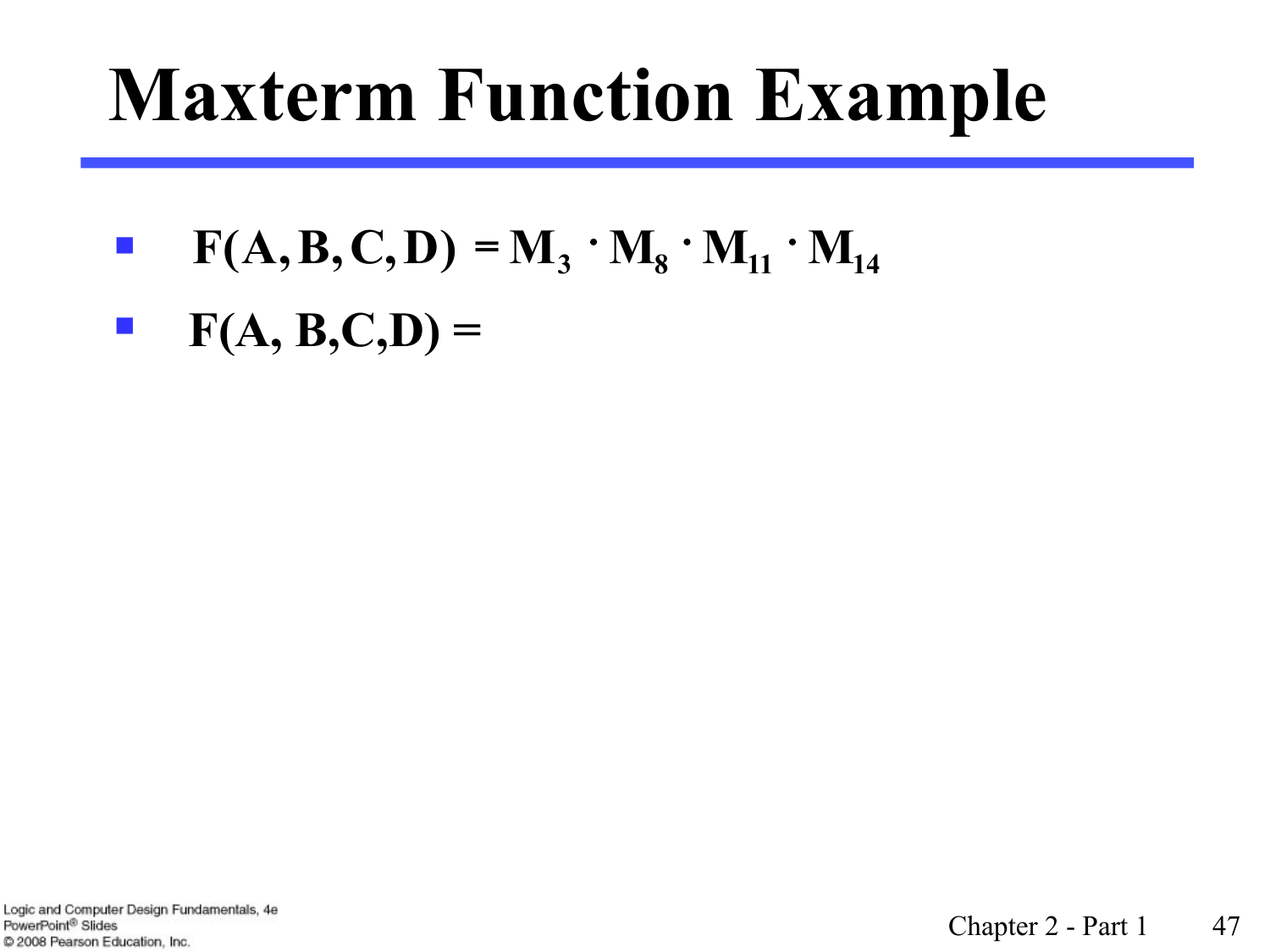# Maxterm Function Example

- $F(A, B, C, D) = M_3 \cdot M_8 \cdot M_{11} \cdot M_{14}$
- $F(A, B, C, D) =$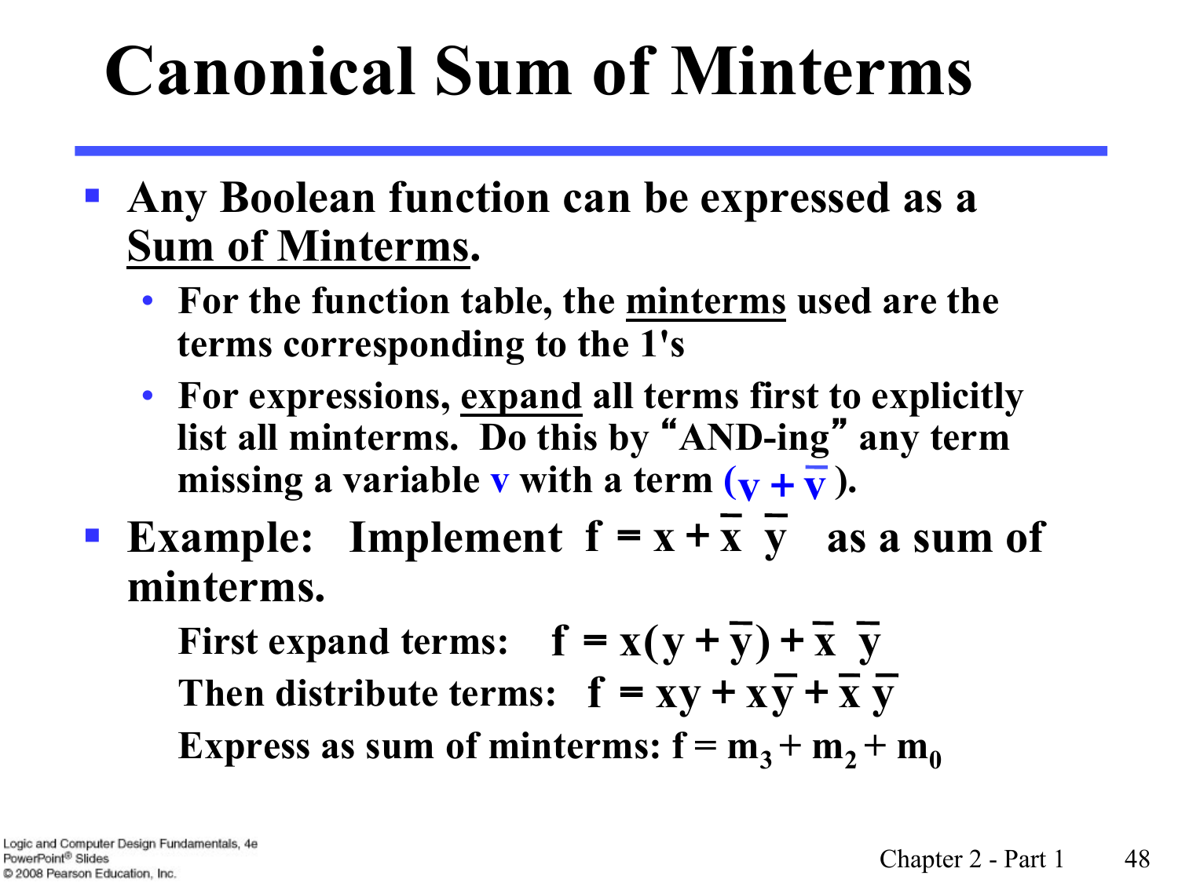# Canonical Sum of Minterms

- Any Boolean function can be expressed as a Sum of Minterms.
  - For the function table, the minterms used are the terms corresponding to the 1's
  - For expressions, expand all terms first to explicitly list all minterms. Do this by "AND-ing" any term missing a variable v with a term $(v + \bar{v})$.
- Example: Implement $f = x + \bar{x}\ \bar{y}$ as a sum of minterms.

  First expand terms: $f = x(y + \bar{y}) + \bar{x}\ \bar{y}$

  Then distribute terms: $f = xy + x\bar{y} + \bar{x}\ \bar{y}$

  Express as sum of minterms: $f = m_3 + m_2 + m_0$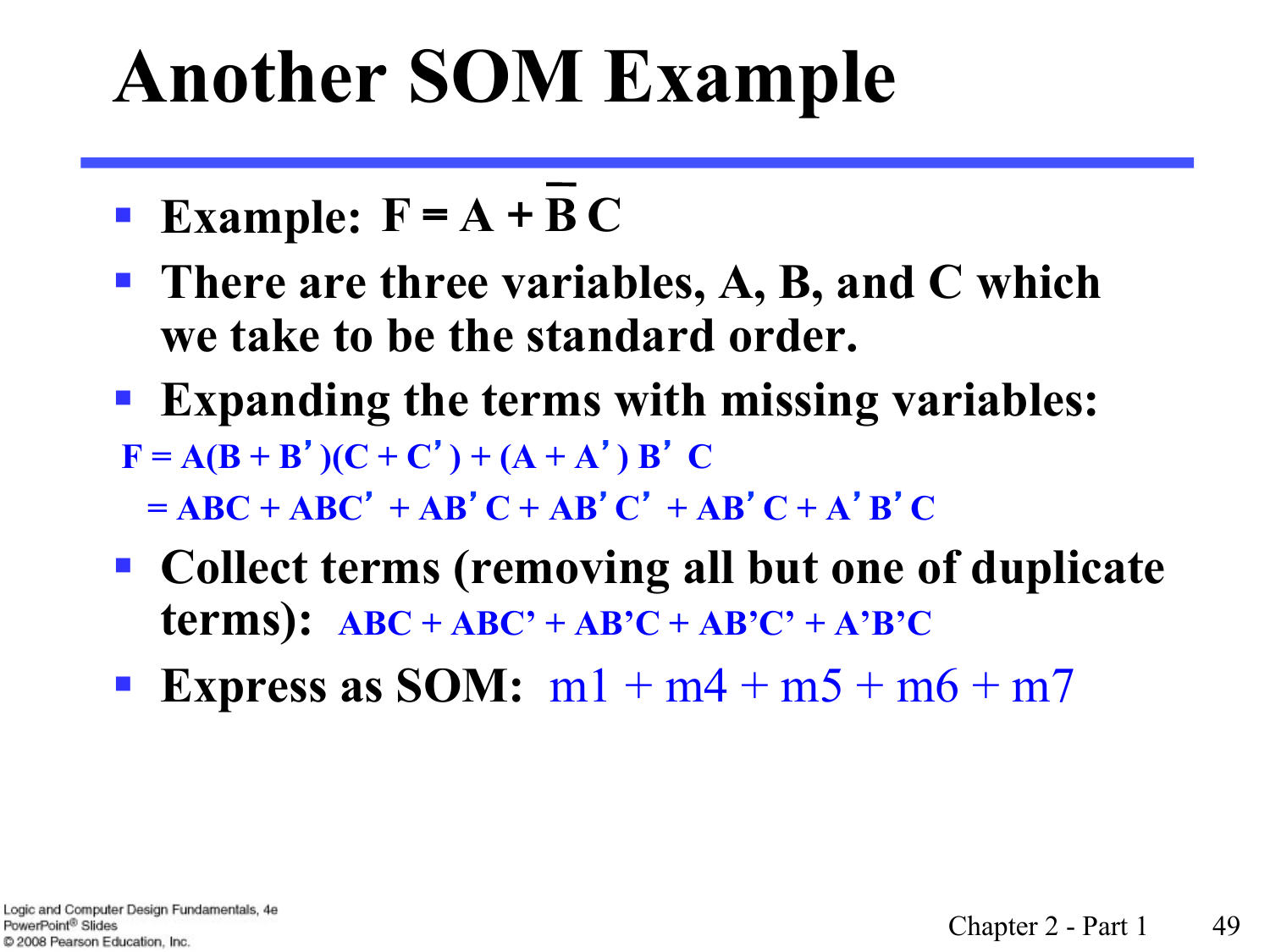# Another SOM Example

- **Example: $F = A + \overline{B}\,C$**
- **There are three variables, A, B, and C which we take to be the standard order.**
- **Expanding the terms with missing variables:**

$$F = A(B + B')(C + C') + (A + A')\,B'\,C$$

$$= ABC + ABC' + AB'C + AB'C' + AB'C + A'B'C$$

- **Collect terms (removing all but one of duplicate terms):** $ABC + ABC' + AB'C + AB'C' + A'B'C$
- **Express as SOM:** $m1 + m4 + m5 + m6 + m7$

Logic and Computer Design Fundamentals, 4e
PowerPoint® Slides
© 2008 Pearson Education, Inc.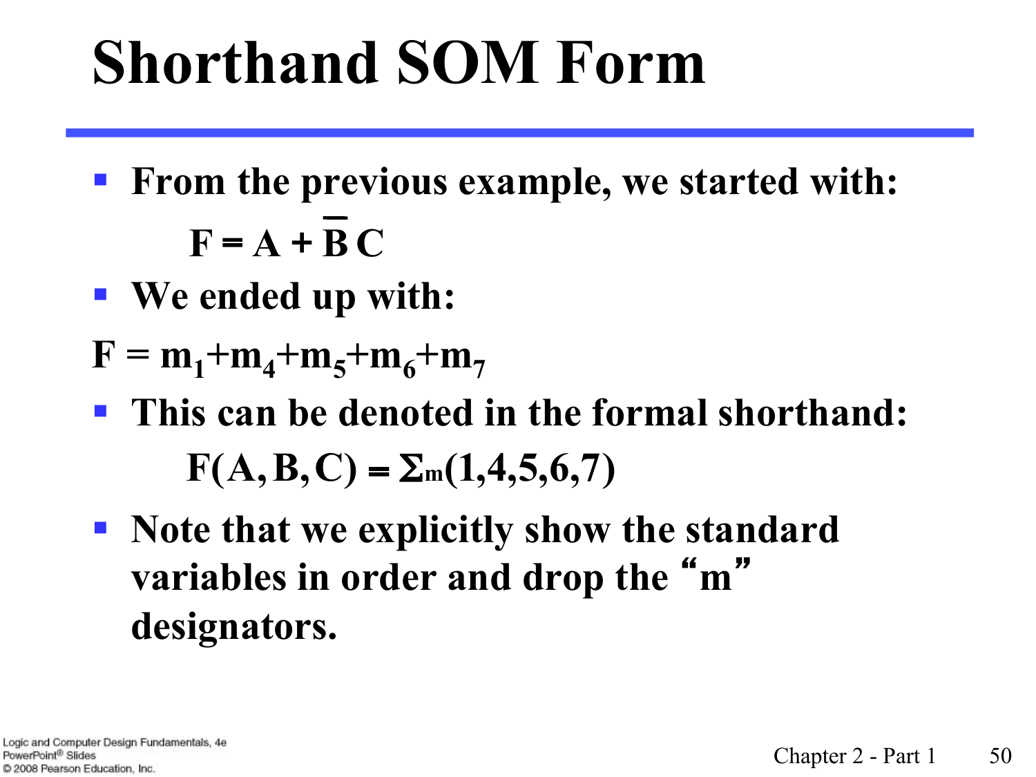# Shorthand SOM Form

- From the previous example, we started with:

$$F = A + \overline{B}\,C$$

- We ended up with:

$$F = m_1 + m_4 + m_5 + m_6 + m_7$$

- This can be denoted in the formal shorthand:

$$F(A, B, C) = \Sigma_m(1,4,5,6,7)$$

- Note that we explicitly show the standard variables in order and drop the "m" designators.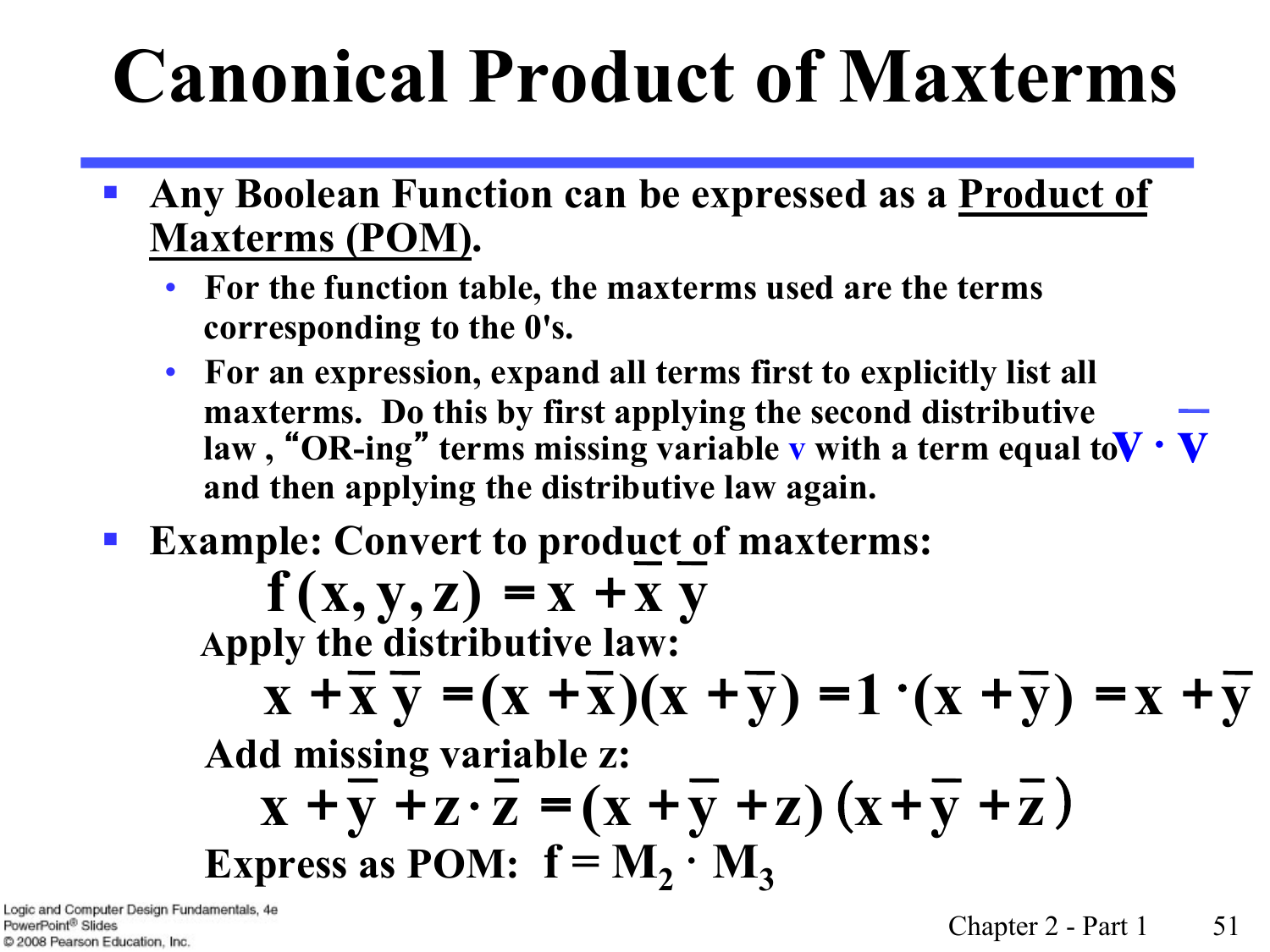# Canonical Product of Maxterms

- Any Boolean Function can be expressed as a <u>Product of Maxterms (POM)</u>.
  - For the function table, the maxterms used are the terms corresponding to the 0's.
  - For an expression, expand all terms first to explicitly list all maxterms. Do this by first applying the second distributive law , "OR-ing" terms missing variable $v$ with a term equal to $v \cdot \overline{v}$ and then applying the distributive law again.
- Example: Convert to product of maxterms:

$$f(x, y, z) = x + \overline{x}\,\overline{y}$$

Apply the distributive law:

$$x + \overline{x}\,\overline{y} = (x + \overline{x})(x + \overline{y}) = 1 \cdot (x + \overline{y}) = x + \overline{y}$$

Add missing variable z:

$$x + \overline{y} + z \cdot \overline{z} = (x + \overline{y} + z)\,(x + \overline{y} + \overline{z})$$

Express as POM: $f = M_2 \cdot M_3$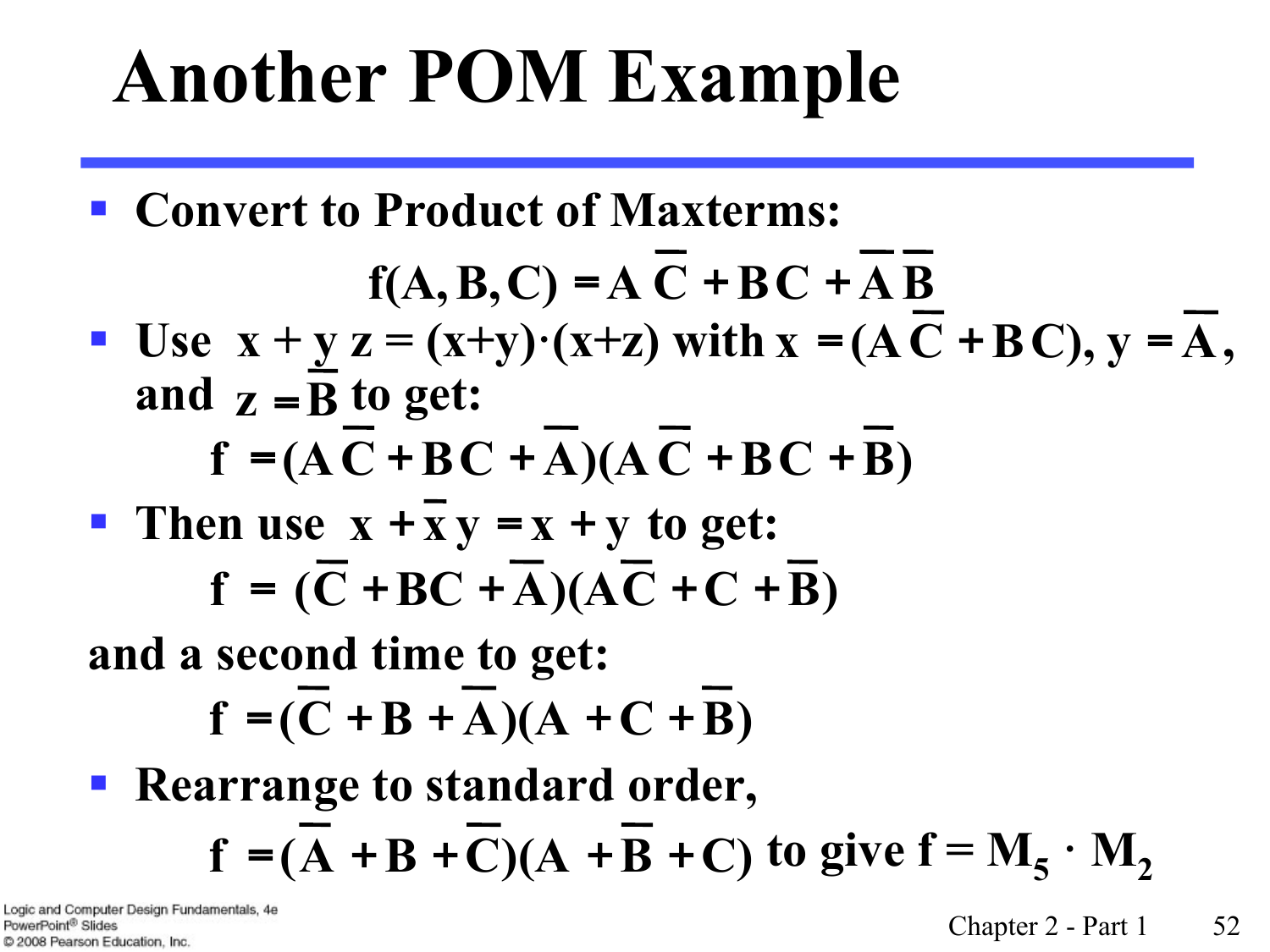# Another POM Example

- **Convert to Product of Maxterms:**

$$f(A, B, C) = A\,\overline{C} + B\,C + \overline{A}\,\overline{B}$$

- **Use $x + y\,z = (x+y)\cdot(x+z)$ with $x = (A\,\overline{C} + B\,C)$, $y = \overline{A}$, and $z = \overline{B}$ to get:**

$$f = (A\,\overline{C} + B\,C + \overline{A})(A\,\overline{C} + B\,C + \overline{B})$$

- **Then use $x + \overline{x}\,y = x + y$ to get:**

$$f = (\overline{C} + BC + \overline{A})(A\overline{C} + C + \overline{B})$$

**and a second time to get:**

$$f = (\overline{C} + B + \overline{A})(A + C + \overline{B})$$

- **Rearrange to standard order,**

$$f = (\overline{A} + B + \overline{C})(A + \overline{B} + C) \text{ to give } f = M_5 \cdot M_2$$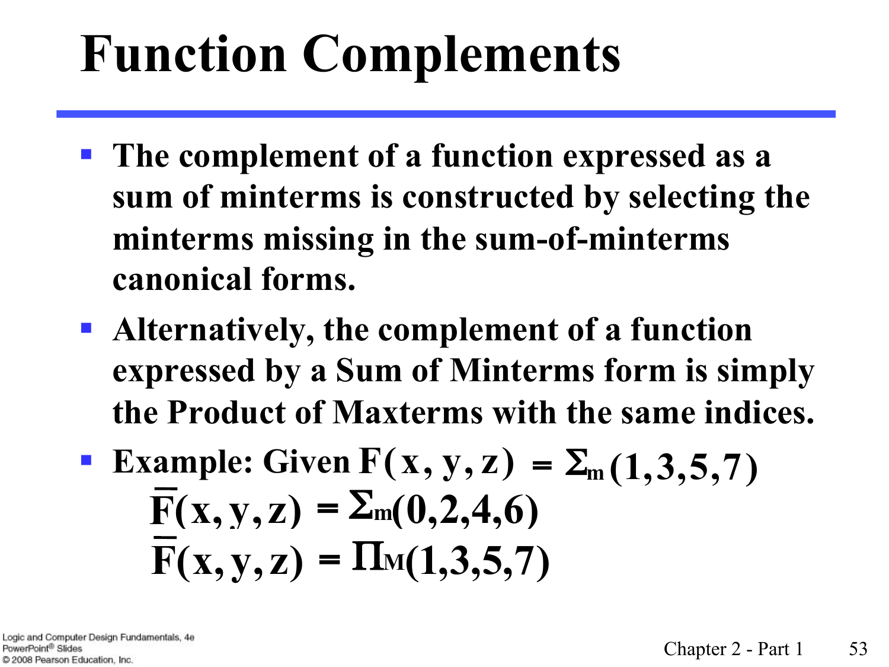# Function Complements

- The complement of a function expressed as a sum of minterms is constructed by selecting the minterms missing in the sum-of-minterms canonical forms.
- Alternatively, the complement of a function expressed by a Sum of Minterms form is simply the Product of Maxterms with the same indices.
- Example: Given $F(x, y, z) = \Sigma_m(1,3,5,7)$

$$\overline{F}(x, y, z) = \Sigma_m(0,2,4,6)$$

$$\overline{F}(x, y, z) = \Pi_M(1,3,5,7)$$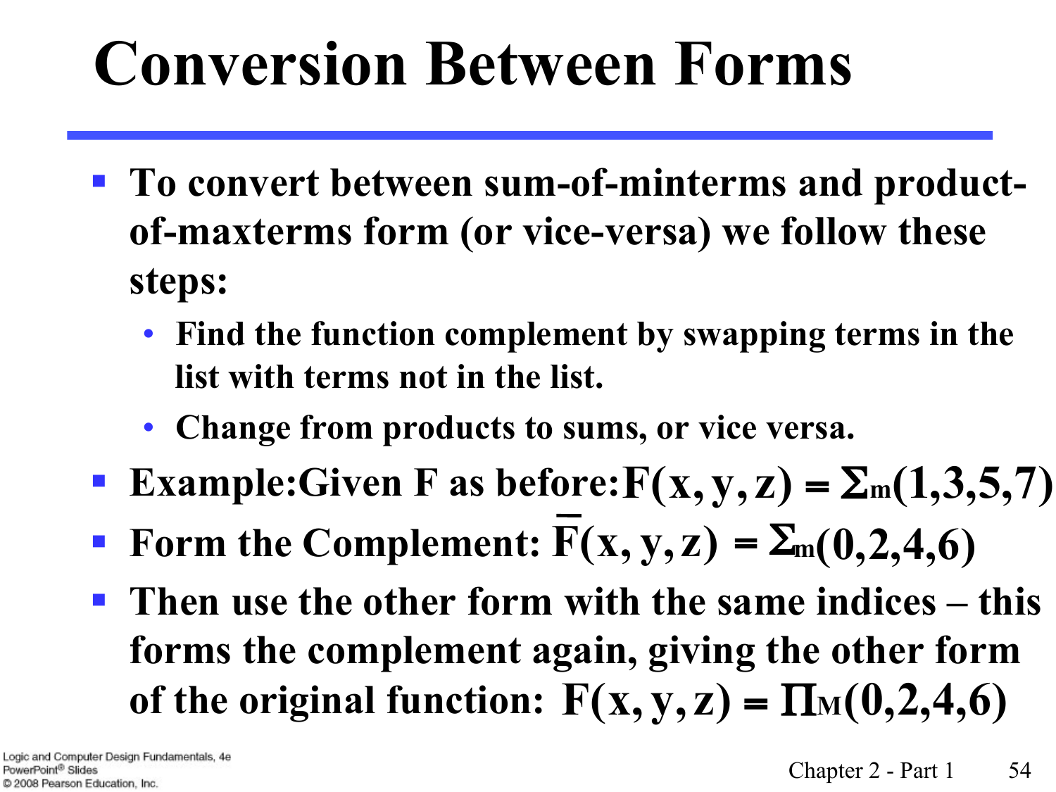# Conversion Between Forms

- To convert between sum-of-minterms and product-of-maxterms form (or vice-versa) we follow these steps:
  - Find the function complement by swapping terms in the list with terms not in the list.
  - Change from products to sums, or vice versa.
- Example:Given F as before: $F(x, y, z) = \Sigma_m(1,3,5,7)$
- Form the Complement: $\overline{F}(x, y, z) = \Sigma_m(0,2,4,6)$
- Then use the other form with the same indices – this forms the complement again, giving the other form of the original function: $F(x, y, z) = \Pi_M(0,2,4,6)$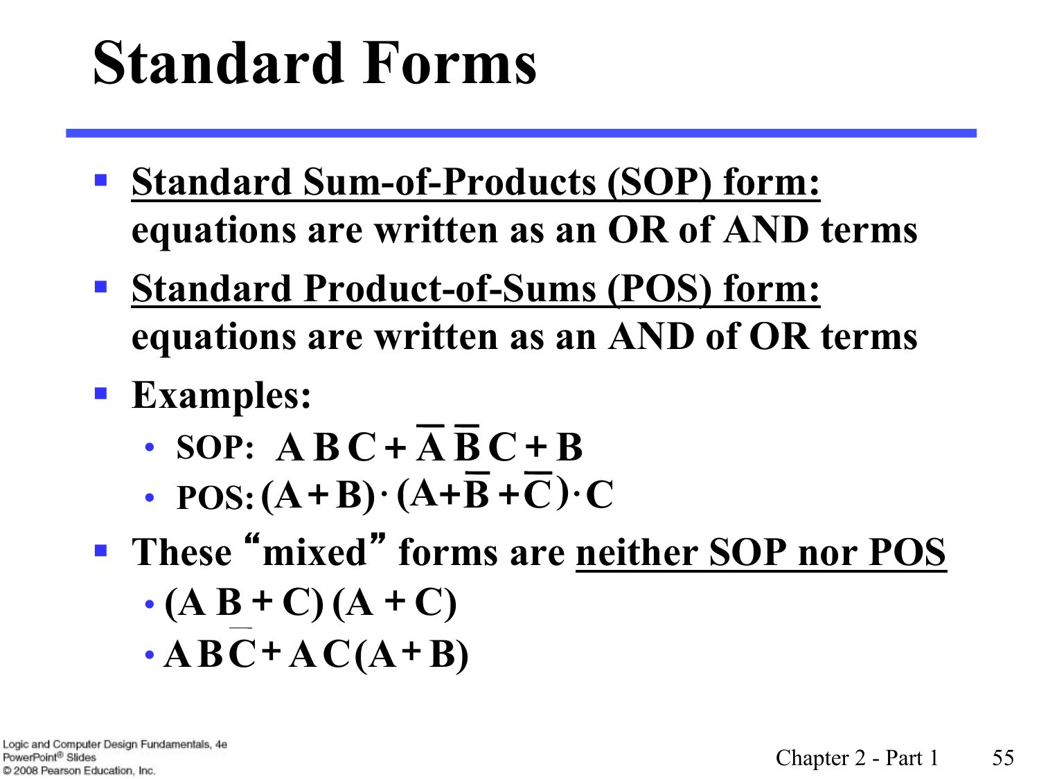# Standard Forms

- <u>Standard Sum-of-Products (SOP) form:</u> equations are written as an OR of AND terms
- <u>Standard Product-of-Sums (POS) form:</u> equations are written as an AND of OR terms
- Examples:
  - SOP: $A\,B\,C + \overline{A}\,\overline{B}\,C + B$
  - POS: $(A + B)\cdot(A + \overline{B} + \overline{C})\cdot C$
- These "mixed" forms are <u>neither SOP nor POS</u>
  - $(A\,B + C)\,(A + C)$
  - $A\,B\,\overline{C} + A\,C\,(A + B)$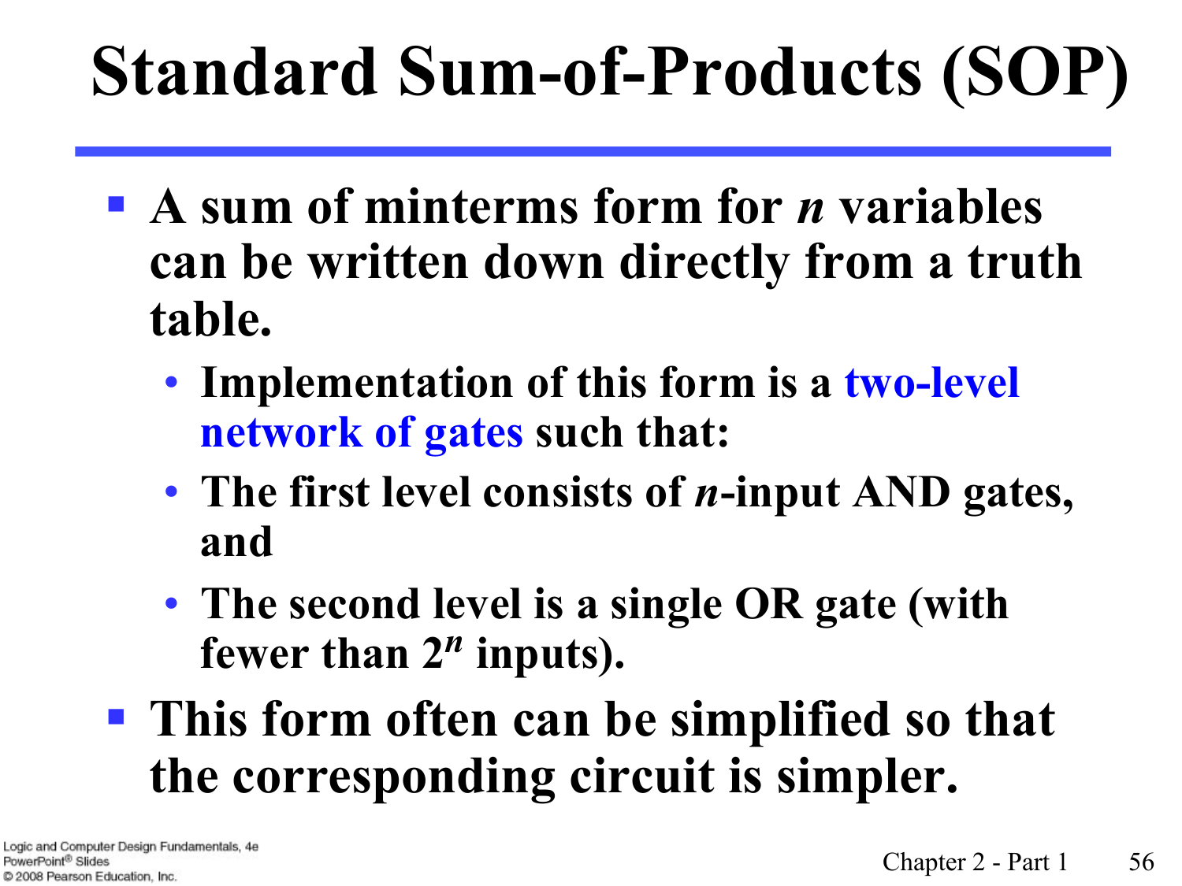# Standard Sum-of-Products (SOP)

- A sum of minterms form for *n* variables can be written down directly from a truth table.
  - Implementation of this form is a two-level network of gates such that:
  - The first level consists of *n*-input AND gates, and
  - The second level is a single OR gate (with fewer than $2^n$ inputs).
- This form often can be simplified so that the corresponding circuit is simpler.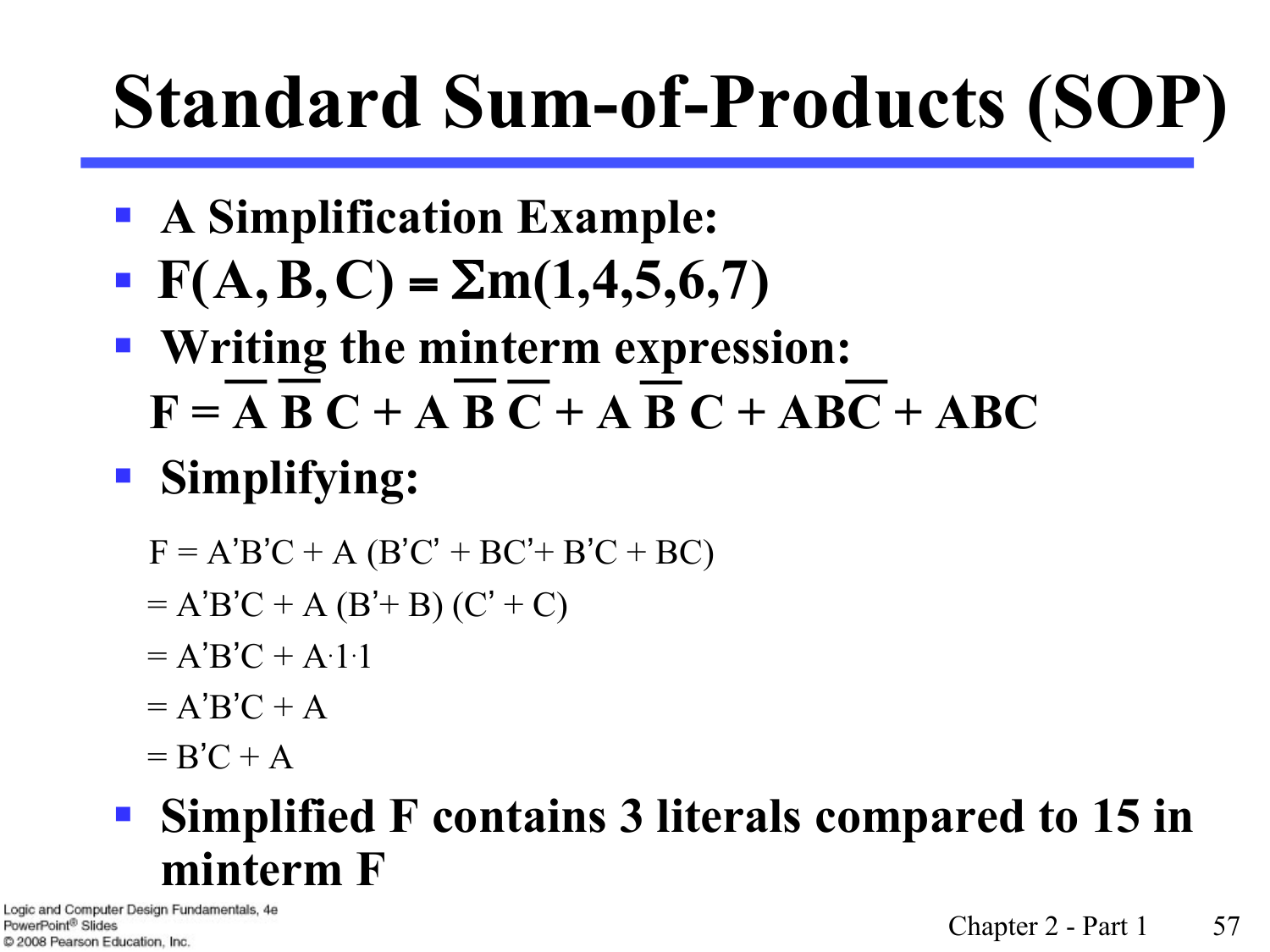# Standard Sum-of-Products (SOP)

- **A Simplification Example:**
- **$F(A,B,C) = \Sigma m(1,4,5,6,7)$**
- **Writing the minterm expression:**

  $$F = \overline{A}\,\overline{B}\,C + A\,\overline{B}\,\overline{C} + A\,\overline{B}\,C + AB\overline{C} + ABC$$

- **Simplifying:**

  $$F = A'B'C + A\,(B'C' + BC' + B'C + BC)$$
  $$= A'B'C + A\,(B' + B)\,(C' + C)$$
  $$= A'B'C + A \cdot 1 \cdot 1$$
  $$= A'B'C + A$$
  $$= B'C + A$$

- **Simplified F contains 3 literals compared to 15 in minterm F**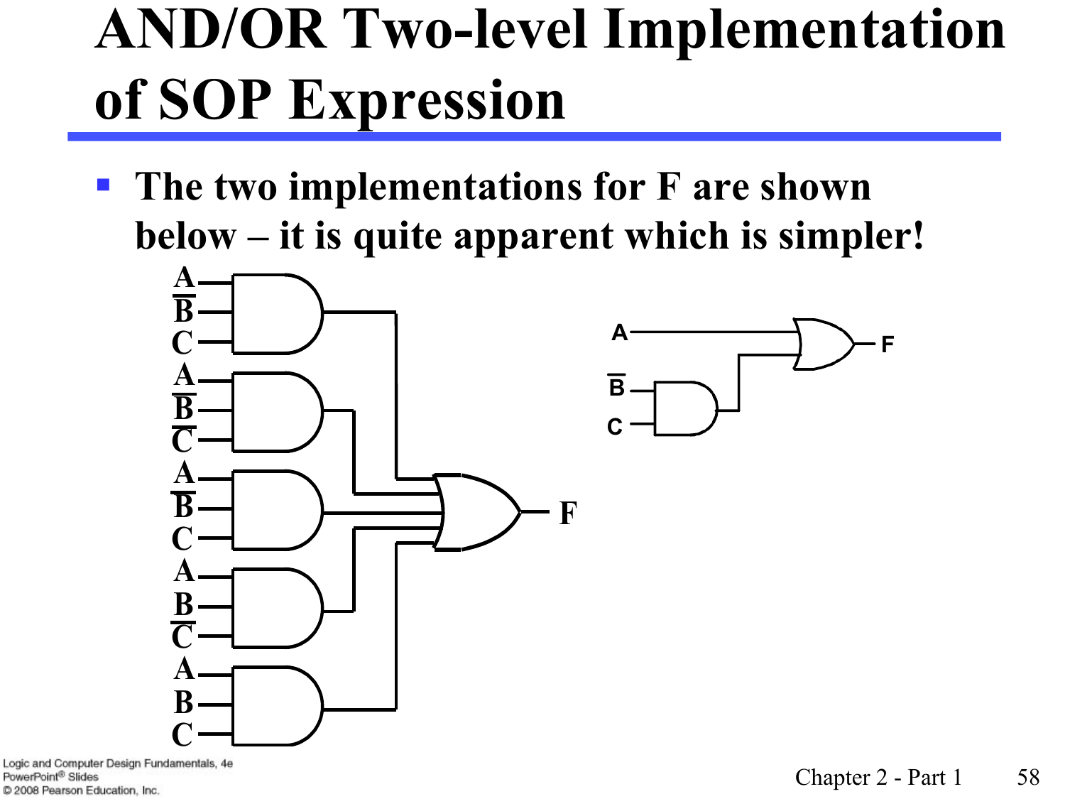# AND/OR Two-level Implementation of SOP Expression

- The two implementations for F are shown below – it is quite apparent which is simpler!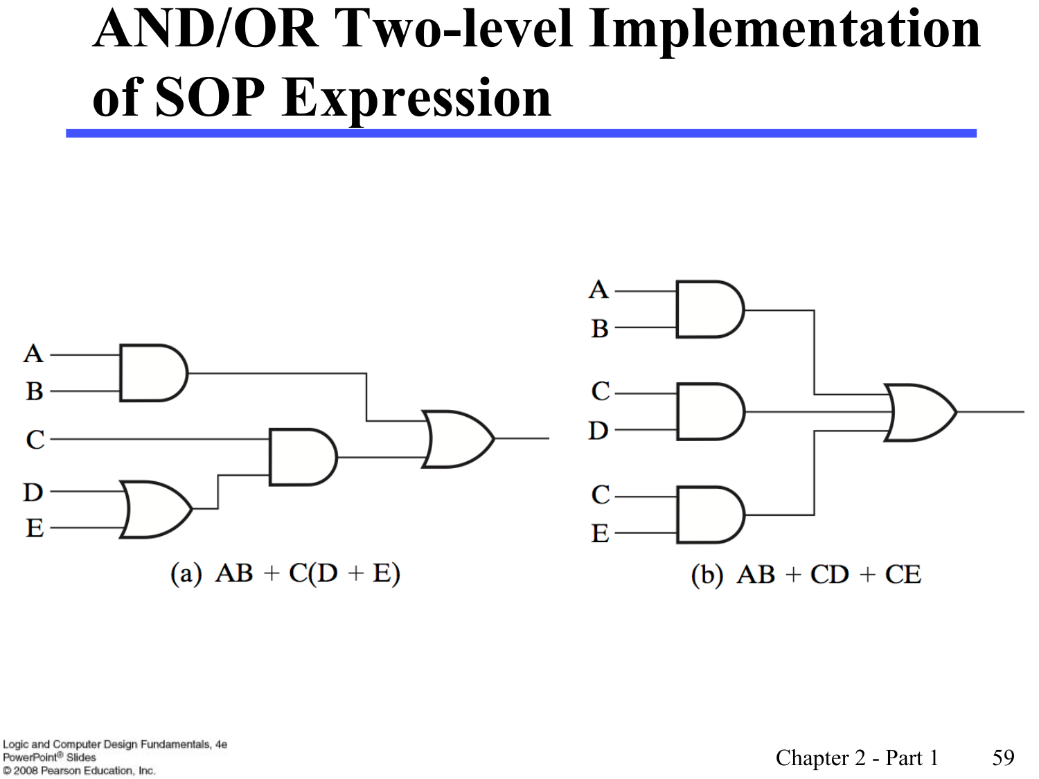# AND/OR Two-level Implementation of SOP Expression

(a) $AB + C(D + E)$

(b) $AB + CD + CE$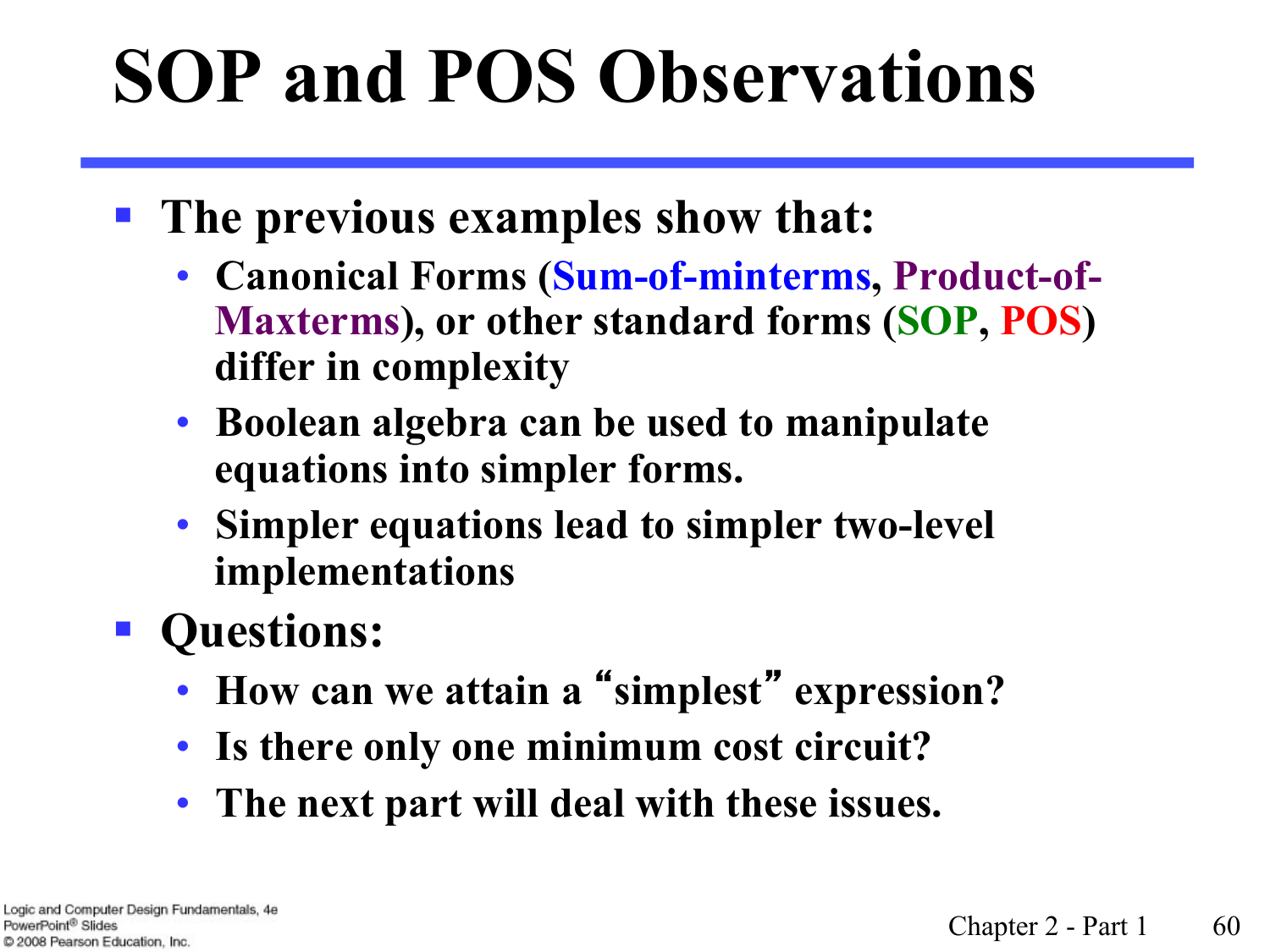# SOP and POS Observations

- **The previous examples show that:**
  - **Canonical Forms (Sum-of-minterms, Product-of-Maxterms), or other standard forms (SOP, POS) differ in complexity**
  - **Boolean algebra can be used to manipulate equations into simpler forms.**
  - **Simpler equations lead to simpler two-level implementations**
- **Questions:**
  - **How can we attain a "simplest" expression?**
  - **Is there only one minimum cost circuit?**
  - **The next part will deal with these issues.**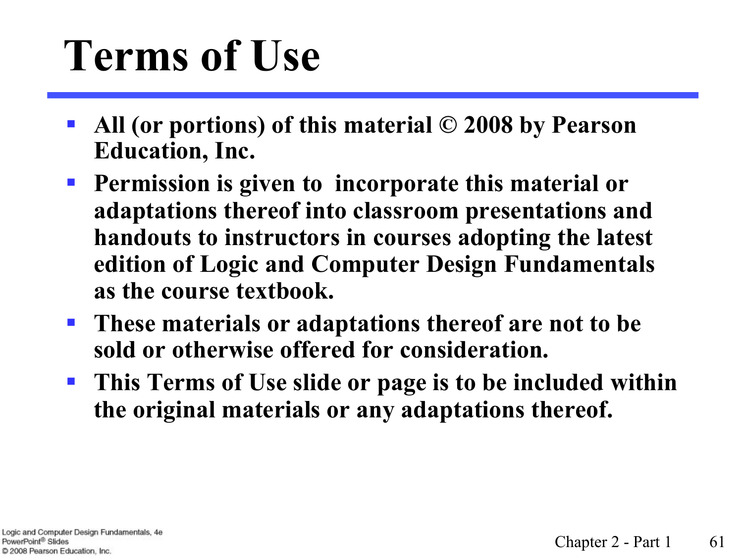# Terms of Use

- **All (or portions) of this material © 2008 by Pearson Education, Inc.**
- **Permission is given to incorporate this material or adaptations thereof into classroom presentations and handouts to instructors in courses adopting the latest edition of Logic and Computer Design Fundamentals as the course textbook.**
- **These materials or adaptations thereof are not to be sold or otherwise offered for consideration.**
- **This Terms of Use slide or page is to be included within the original materials or any adaptations thereof.**